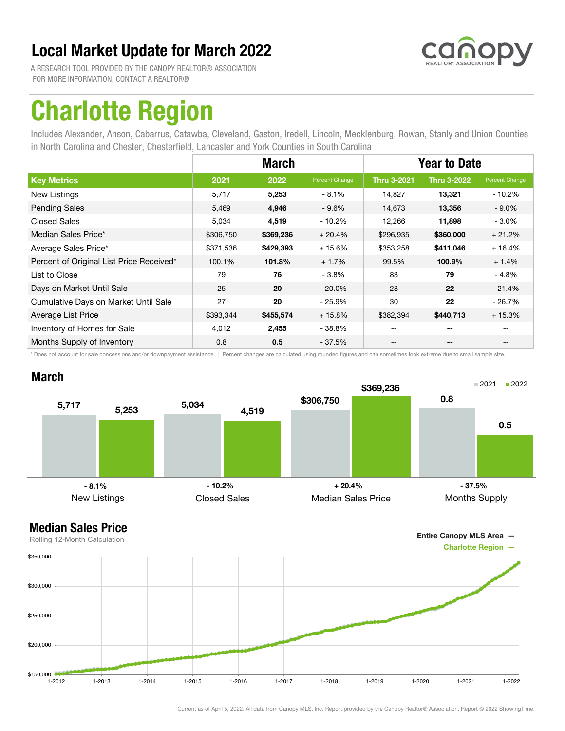# Local Market Update for March 2022

A RESEARCH TOOL PROVIDED BY THE CANOPY REALTOR® ASSOCIATION
FOR MORE INFORMATION, CONTACT A REALTOR®

canopy REALTOR® ASSOCIATION

# Charlotte Region

Includes Alexander, Anson, Cabarrus, Catawba, Cleveland, Gaston, Iredell, Lincoln, Mecklenburg, Rowan, Stanly and Union Counties in North Carolina and Chester, Chesterfield, Lancaster and York Counties in South Carolina

| | March | | | Year to Date | | |
|---|---|---|---|---|---|---|
| **Key Metrics** | **2021** | **2022** | **Percent Change** | **Thru 3-2021** | **Thru 3-2022** | **Percent Change** |
| New Listings | 5,717 | **5,253** | - 8.1% | 14,827 | **13,321** | - 10.2% |
| Pending Sales | 5,469 | **4,946** | - 9.6% | 14,673 | **13,356** | - 9.0% |
| Closed Sales | 5,034 | **4,519** | - 10.2% | 12,266 | **11,898** | - 3.0% |
| Median Sales Price* | $306,750 | **$369,236** | + 20.4% | $296,935 | **$360,000** | + 21.2% |
| Average Sales Price* | $371,536 | **$429,393** | + 15.6% | $353,258 | **$411,046** | + 16.4% |
| Percent of Original List Price Received* | 100.1% | **101.8%** | + 1.7% | 99.5% | **100.9%** | + 1.4% |
| List to Close | 79 | **76** | - 3.8% | 83 | **79** | - 4.8% |
| Days on Market Until Sale | 25 | **20** | - 20.0% | 28 | **22** | - 21.4% |
| Cumulative Days on Market Until Sale | 27 | **20** | - 25.9% | 30 | **22** | - 26.7% |
| Average List Price | $393,344 | **$455,574** | + 15.8% | $382,394 | **$440,713** | + 15.3% |
| Inventory of Homes for Sale | 4,012 | **2,455** | - 38.8% | -- | **--** | -- |
| Months Supply of Inventory | 0.8 | **0.5** | - 37.5% | -- | **--** | -- |

\* Does not account for sale concessions and/or downpayment assistance. | Percent changes are calculated using rounded figures and can sometimes look extreme due to small sample size.

## March

■ 2021 ■ 2022

| | 2021 | 2022 | Change |
|---|---|---|---|
| New Listings | 5,717 | 5,253 | - 8.1% |
| Closed Sales | 5,034 | 4,519 | - 10.2% |
| Median Sales Price | $306,750 | $369,236 | + 20.4% |
| Months Supply | 0.8 | 0.5 | - 37.5% |

## Median Sales Price

Rolling 12-Month Calculation

Entire Canopy MLS Area —
Charlotte Region —

Current as of April 5, 2022. All data from Canopy MLS, Inc. Report provided by the Canopy Realtor® Association. Report © 2022 ShowingTime.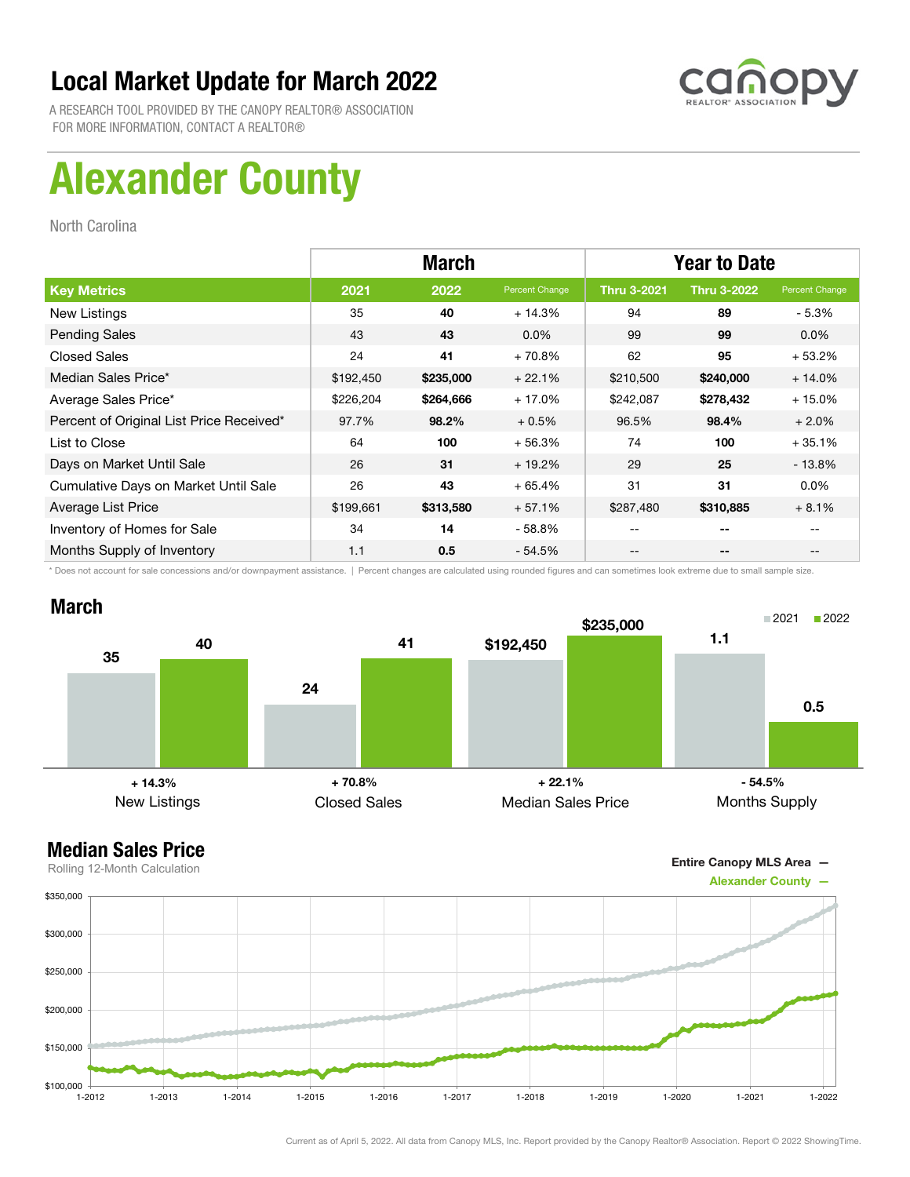# Local Market Update for March 2022

A RESEARCH TOOL PROVIDED BY THE CANOPY REALTOR® ASSOCIATION
FOR MORE INFORMATION, CONTACT A REALTOR®

# Alexander County

North Carolina

| | March | | | Year to Date | | |
|---|---|---|---|---|---|---|
| **Key Metrics** | **2021** | **2022** | **Percent Change** | **Thru 3-2021** | **Thru 3-2022** | **Percent Change** |
| New Listings | 35 | **40** | + 14.3% | 94 | **89** | - 5.3% |
| Pending Sales | 43 | **43** | 0.0% | 99 | **99** | 0.0% |
| Closed Sales | 24 | **41** | + 70.8% | 62 | **95** | + 53.2% |
| Median Sales Price* | $192,450 | **$235,000** | + 22.1% | $210,500 | **$240,000** | + 14.0% |
| Average Sales Price* | $226,204 | **$264,666** | + 17.0% | $242,087 | **$278,432** | + 15.0% |
| Percent of Original List Price Received* | 97.7% | **98.2%** | + 0.5% | 96.5% | **98.4%** | + 2.0% |
| List to Close | 64 | **100** | + 56.3% | 74 | **100** | + 35.1% |
| Days on Market Until Sale | 26 | **31** | + 19.2% | 29 | **25** | - 13.8% |
| Cumulative Days on Market Until Sale | 26 | **43** | + 65.4% | 31 | **31** | 0.0% |
| Average List Price | $199,661 | **$313,580** | + 57.1% | $287,480 | **$310,885** | + 8.1% |
| Inventory of Homes for Sale | 34 | **14** | - 58.8% | -- | **--** | -- |
| Months Supply of Inventory | 1.1 | **0.5** | - 54.5% | -- | **--** | -- |

\* Does not account for sale concessions and/or downpayment assistance. | Percent changes are calculated using rounded figures and can sometimes look extreme due to small sample size.

## March

| | 2021 | 2022 | Change |
|---|---|---|---|
| New Listings | 35 | 40 | + 14.3% |
| Closed Sales | 24 | 41 | + 70.8% |
| Median Sales Price | $192,450 | $235,000 | + 22.1% |
| Months Supply | 1.1 | 0.5 | - 54.5% |

## Median Sales Price

Rolling 12-Month Calculation

Entire Canopy MLS Area —
Alexander County —

Current as of April 5, 2022. All data from Canopy MLS, Inc. Report provided by the Canopy Realtor® Association. Report © 2022 ShowingTime.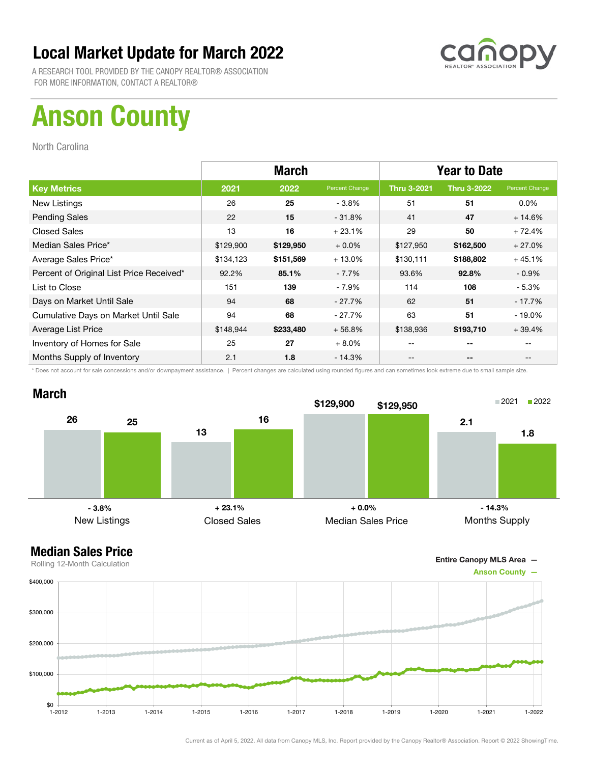# Local Market Update for March 2022

A RESEARCH TOOL PROVIDED BY THE CANOPY REALTOR® ASSOCIATION
FOR MORE INFORMATION, CONTACT A REALTOR®

# Anson County

North Carolina

| | March | | | Year to Date | | |
|---|---|---|---|---|---|---|
| **Key Metrics** | **2021** | **2022** | **Percent Change** | **Thru 3-2021** | **Thru 3-2022** | **Percent Change** |
| New Listings | 26 | **25** | - 3.8% | 51 | **51** | 0.0% |
| Pending Sales | 22 | **15** | - 31.8% | 41 | **47** | + 14.6% |
| Closed Sales | 13 | **16** | + 23.1% | 29 | **50** | + 72.4% |
| Median Sales Price* | $129,900 | **$129,950** | + 0.0% | $127,950 | **$162,500** | + 27.0% |
| Average Sales Price* | $134,123 | **$151,569** | + 13.0% | $130,111 | **$188,802** | + 45.1% |
| Percent of Original List Price Received* | 92.2% | **85.1%** | - 7.7% | 93.6% | **92.8%** | - 0.9% |
| List to Close | 151 | **139** | - 7.9% | 114 | **108** | - 5.3% |
| Days on Market Until Sale | 94 | **68** | - 27.7% | 62 | **51** | - 17.7% |
| Cumulative Days on Market Until Sale | 94 | **68** | - 27.7% | 63 | **51** | - 19.0% |
| Average List Price | $148,944 | **$233,480** | + 56.8% | $138,936 | **$193,710** | + 39.4% |
| Inventory of Homes for Sale | 25 | **27** | + 8.0% | -- | **--** | -- |
| Months Supply of Inventory | 2.1 | **1.8** | - 14.3% | -- | **--** | -- |

\* Does not account for sale concessions and/or downpayment assistance. | Percent changes are calculated using rounded figures and can sometimes look extreme due to small sample size.

## March

| | 2021 | 2022 | Change |
|---|---|---|---|
| New Listings | 26 | 25 | - 3.8% |
| Closed Sales | 13 | 16 | + 23.1% |
| Median Sales Price | $129,900 | $129,950 | + 0.0% |
| Months Supply | 2.1 | 1.8 | - 14.3% |

## Median Sales Price

Rolling 12-Month Calculation

Entire Canopy MLS Area —
Anson County —

Current as of April 5, 2022. All data from Canopy MLS, Inc. Report provided by the Canopy Realtor® Association. Report © 2022 ShowingTime.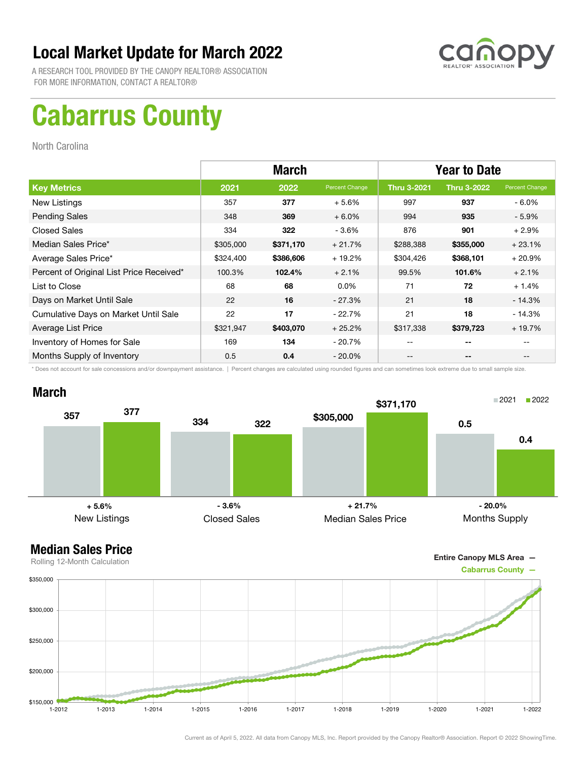# Local Market Update for March 2022

A RESEARCH TOOL PROVIDED BY THE CANOPY REALTOR® ASSOCIATION
FOR MORE INFORMATION, CONTACT A REALTOR®

# Cabarrus County

North Carolina

| | March | | | Year to Date | | |
|---|---|---|---|---|---|---|
| **Key Metrics** | **2021** | **2022** | **Percent Change** | **Thru 3-2021** | **Thru 3-2022** | **Percent Change** |
| New Listings | 357 | **377** | + 5.6% | 997 | **937** | - 6.0% |
| Pending Sales | 348 | **369** | + 6.0% | 994 | **935** | - 5.9% |
| Closed Sales | 334 | **322** | - 3.6% | 876 | **901** | + 2.9% |
| Median Sales Price* | $305,000 | **$371,170** | + 21.7% | $288,388 | **$355,000** | + 23.1% |
| Average Sales Price* | $324,400 | **$386,606** | + 19.2% | $304,426 | **$368,101** | + 20.9% |
| Percent of Original List Price Received* | 100.3% | **102.4%** | + 2.1% | 99.5% | **101.6%** | + 2.1% |
| List to Close | 68 | **68** | 0.0% | 71 | **72** | + 1.4% |
| Days on Market Until Sale | 22 | **16** | - 27.3% | 21 | **18** | - 14.3% |
| Cumulative Days on Market Until Sale | 22 | **17** | - 22.7% | 21 | **18** | - 14.3% |
| Average List Price | $321,947 | **$403,070** | + 25.2% | $317,338 | **$379,723** | + 19.7% |
| Inventory of Homes for Sale | 169 | **134** | - 20.7% | -- | **--** | -- |
| Months Supply of Inventory | 0.5 | **0.4** | - 20.0% | -- | **--** | -- |

\* Does not account for sale concessions and/or downpayment assistance. | Percent changes are calculated using rounded figures and can sometimes look extreme due to small sample size.

## March

| | 2021 | 2022 | Change |
|---|---|---|---|
| New Listings | 357 | 377 | + 5.6% |
| Closed Sales | 334 | 322 | - 3.6% |
| Median Sales Price | $305,000 | $371,170 | + 21.7% |
| Months Supply | 0.5 | 0.4 | - 20.0% |

## Median Sales Price

Rolling 12-Month Calculation

Entire Canopy MLS Area —
Cabarrus County —

Current as of April 5, 2022. All data from Canopy MLS, Inc. Report provided by the Canopy Realtor® Association. Report © 2022 ShowingTime.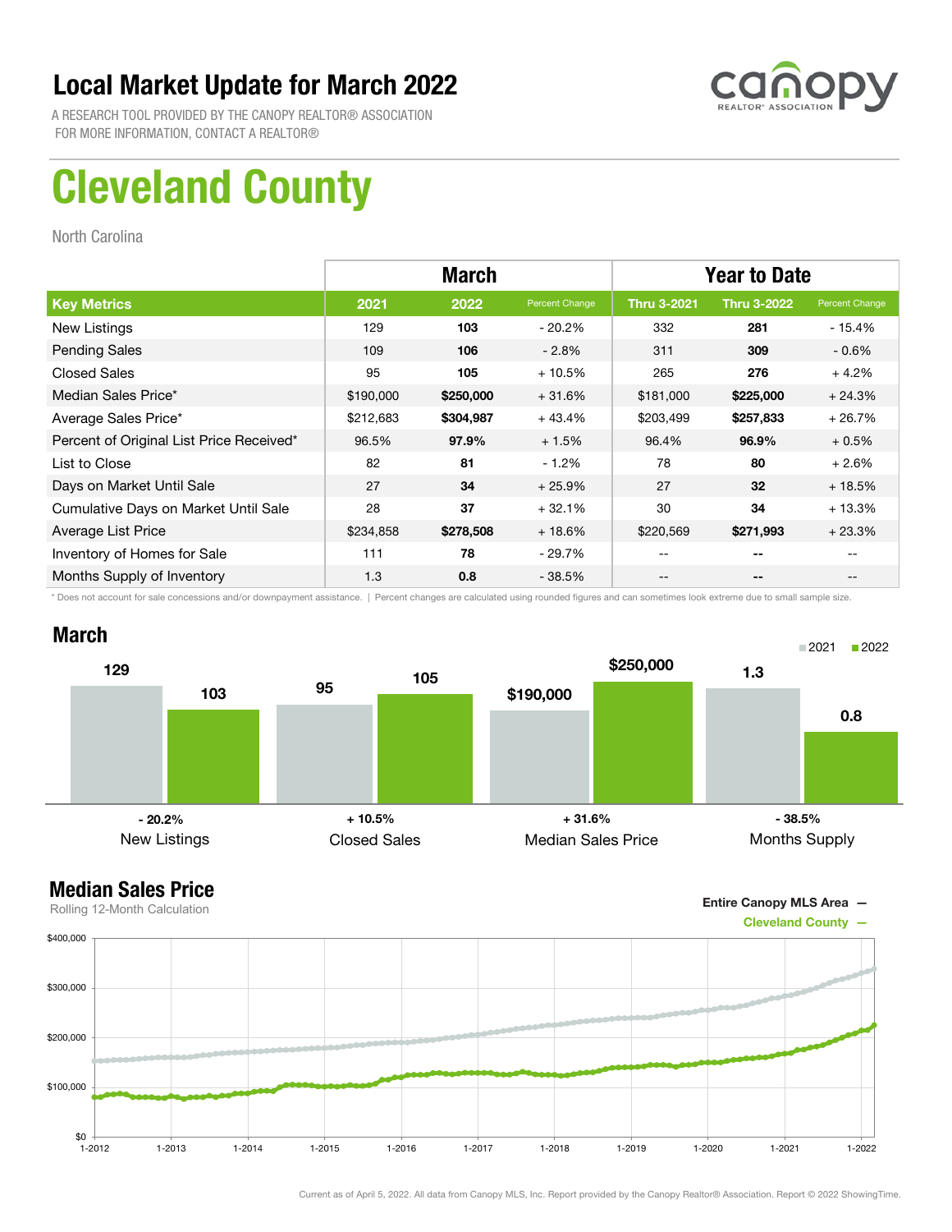# Local Market Update for March 2022

A RESEARCH TOOL PROVIDED BY THE CANOPY REALTOR® ASSOCIATION
FOR MORE INFORMATION, CONTACT A REALTOR®

# Cleveland County

North Carolina

| | March | | | Year to Date | | |
|---|---|---|---|---|---|---|
| **Key Metrics** | **2021** | **2022** | **Percent Change** | **Thru 3-2021** | **Thru 3-2022** | **Percent Change** |
| New Listings | 129 | **103** | - 20.2% | 332 | **281** | - 15.4% |
| Pending Sales | 109 | **106** | - 2.8% | 311 | **309** | - 0.6% |
| Closed Sales | 95 | **105** | + 10.5% | 265 | **276** | + 4.2% |
| Median Sales Price* | $190,000 | **$250,000** | + 31.6% | $181,000 | **$225,000** | + 24.3% |
| Average Sales Price* | $212,683 | **$304,987** | + 43.4% | $203,499 | **$257,833** | + 26.7% |
| Percent of Original List Price Received* | 96.5% | **97.9%** | + 1.5% | 96.4% | **96.9%** | + 0.5% |
| List to Close | 82 | **81** | - 1.2% | 78 | **80** | + 2.6% |
| Days on Market Until Sale | 27 | **34** | + 25.9% | 27 | **32** | + 18.5% |
| Cumulative Days on Market Until Sale | 28 | **37** | + 32.1% | 30 | **34** | + 13.3% |
| Average List Price | $234,858 | **$278,508** | + 18.6% | $220,569 | **$271,993** | + 23.3% |
| Inventory of Homes for Sale | 111 | **78** | - 29.7% | -- | **--** | -- |
| Months Supply of Inventory | 1.3 | **0.8** | - 38.5% | -- | **--** | -- |

\* Does not account for sale concessions and/or downpayment assistance. | Percent changes are calculated using rounded figures and can sometimes look extreme due to small sample size.

## March

| | 2021 | 2022 | Change |
|---|---|---|---|
| New Listings | 129 | 103 | - 20.2% |
| Closed Sales | 95 | 105 | + 10.5% |
| Median Sales Price | $190,000 | $250,000 | + 31.6% |
| Months Supply | 1.3 | 0.8 | - 38.5% |

## Median Sales Price

Rolling 12-Month Calculation

Entire Canopy MLS Area —
Cleveland County —

Current as of April 5, 2022. All data from Canopy MLS, Inc. Report provided by the Canopy Realtor® Association. Report © 2022 ShowingTime.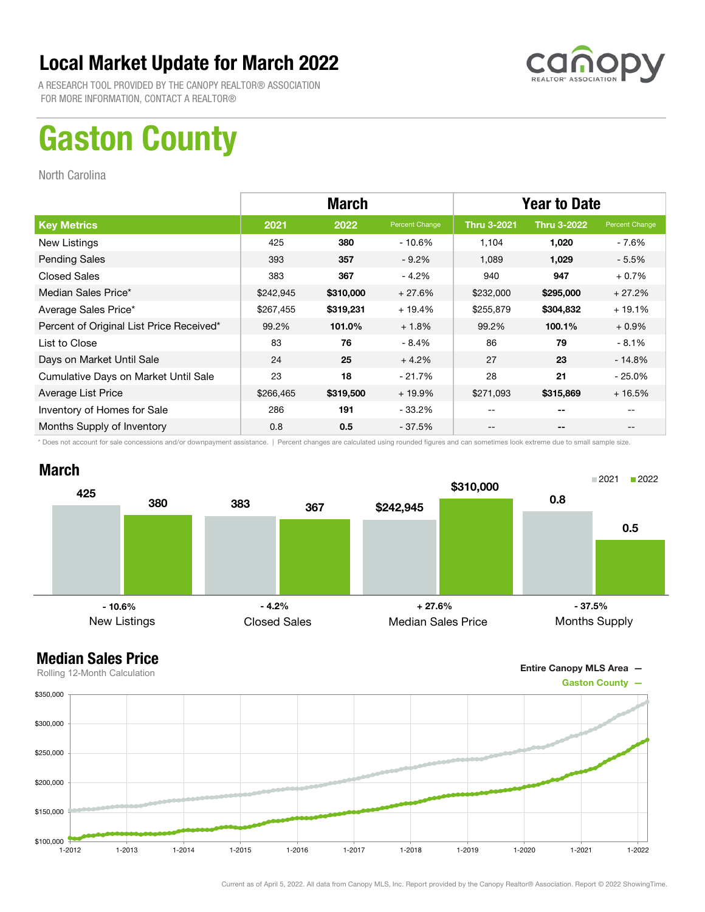# Local Market Update for March 2022

A RESEARCH TOOL PROVIDED BY THE CANOPY REALTOR® ASSOCIATION
FOR MORE INFORMATION, CONTACT A REALTOR®

# Gaston County

North Carolina

| | March | | | Year to Date | | |
|---|---|---|---|---|---|---|
| **Key Metrics** | **2021** | **2022** | **Percent Change** | **Thru 3-2021** | **Thru 3-2022** | **Percent Change** |
| New Listings | 425 | **380** | - 10.6% | 1,104 | **1,020** | - 7.6% |
| Pending Sales | 393 | **357** | - 9.2% | 1,089 | **1,029** | - 5.5% |
| Closed Sales | 383 | **367** | - 4.2% | 940 | **947** | + 0.7% |
| Median Sales Price* | $242,945 | **$310,000** | + 27.6% | $232,000 | **$295,000** | + 27.2% |
| Average Sales Price* | $267,455 | **$319,231** | + 19.4% | $255,879 | **$304,832** | + 19.1% |
| Percent of Original List Price Received* | 99.2% | **101.0%** | + 1.8% | 99.2% | **100.1%** | + 0.9% |
| List to Close | 83 | **76** | - 8.4% | 86 | **79** | - 8.1% |
| Days on Market Until Sale | 24 | **25** | + 4.2% | 27 | **23** | - 14.8% |
| Cumulative Days on Market Until Sale | 23 | **18** | - 21.7% | 28 | **21** | - 25.0% |
| Average List Price | $266,465 | **$319,500** | + 19.9% | $271,093 | **$315,869** | + 16.5% |
| Inventory of Homes for Sale | 286 | **191** | - 33.2% | -- | **--** | -- |
| Months Supply of Inventory | 0.8 | **0.5** | - 37.5% | -- | **--** | -- |

* Does not account for sale concessions and/or downpayment assistance. | Percent changes are calculated using rounded figures and can sometimes look extreme due to small sample size.

## March

| | 2021 | 2022 | Change |
|---|---|---|---|
| New Listings | 425 | 380 | - 10.6% |
| Closed Sales | 383 | 367 | - 4.2% |
| Median Sales Price | $242,945 | $310,000 | + 27.6% |
| Months Supply | 0.8 | 0.5 | - 37.5% |

## Median Sales Price

Rolling 12-Month Calculation

Entire Canopy MLS Area —
Gaston County —

Current as of April 5, 2022. All data from Canopy MLS, Inc. Report provided by the Canopy Realtor® Association. Report © 2022 ShowingTime.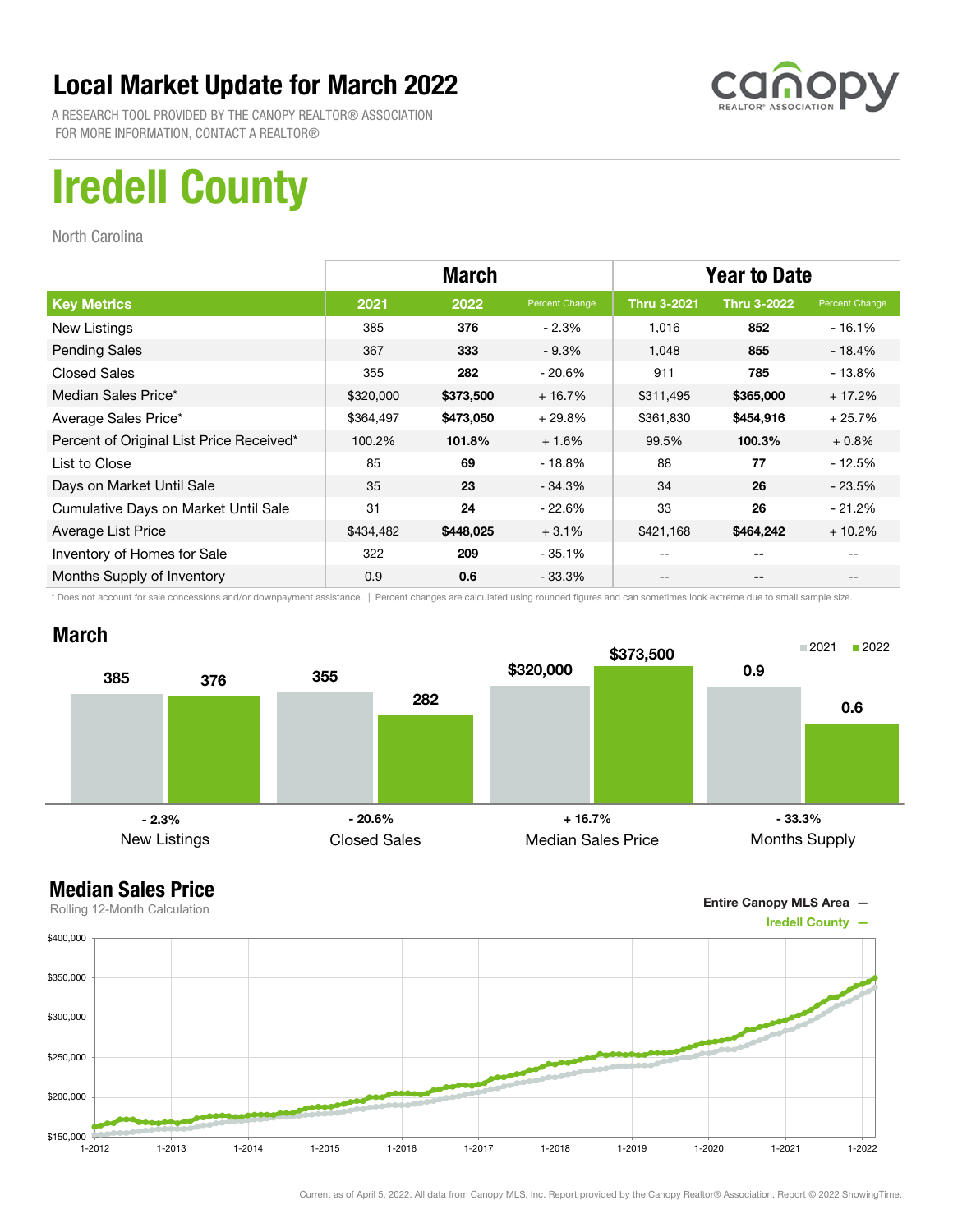# Local Market Update for March 2022

A RESEARCH TOOL PROVIDED BY THE CANOPY REALTOR® ASSOCIATION
FOR MORE INFORMATION, CONTACT A REALTOR®

# Iredell County

North Carolina

| | March | | | Year to Date | | |
|---|---|---|---|---|---|---|
| **Key Metrics** | **2021** | **2022** | **Percent Change** | **Thru 3-2021** | **Thru 3-2022** | **Percent Change** |
| New Listings | 385 | **376** | - 2.3% | 1,016 | **852** | - 16.1% |
| Pending Sales | 367 | **333** | - 9.3% | 1,048 | **855** | - 18.4% |
| Closed Sales | 355 | **282** | - 20.6% | 911 | **785** | - 13.8% |
| Median Sales Price* | $320,000 | **$373,500** | + 16.7% | $311,495 | **$365,000** | + 17.2% |
| Average Sales Price* | $364,497 | **$473,050** | + 29.8% | $361,830 | **$454,916** | + 25.7% |
| Percent of Original List Price Received* | 100.2% | **101.8%** | + 1.6% | 99.5% | **100.3%** | + 0.8% |
| List to Close | 85 | **69** | - 18.8% | 88 | **77** | - 12.5% |
| Days on Market Until Sale | 35 | **23** | - 34.3% | 34 | **26** | - 23.5% |
| Cumulative Days on Market Until Sale | 31 | **24** | - 22.6% | 33 | **26** | - 21.2% |
| Average List Price | $434,482 | **$448,025** | + 3.1% | $421,168 | **$464,242** | + 10.2% |
| Inventory of Homes for Sale | 322 | **209** | - 35.1% | -- | **--** | -- |
| Months Supply of Inventory | 0.9 | **0.6** | - 33.3% | -- | **--** | -- |

\* Does not account for sale concessions and/or downpayment assistance. | Percent changes are calculated using rounded figures and can sometimes look extreme due to small sample size.

## March

| | 2021 | 2022 | Change |
|---|---|---|---|
| New Listings | 385 | 376 | - 2.3% |
| Closed Sales | 355 | 282 | - 20.6% |
| Median Sales Price | $320,000 | $373,500 | + 16.7% |
| Months Supply | 0.9 | 0.6 | - 33.3% |

## Median Sales Price

Rolling 12-Month Calculation

Entire Canopy MLS Area —
Iredell County —

Current as of April 5, 2022. All data from Canopy MLS, Inc. Report provided by the Canopy Realtor® Association. Report © 2022 ShowingTime.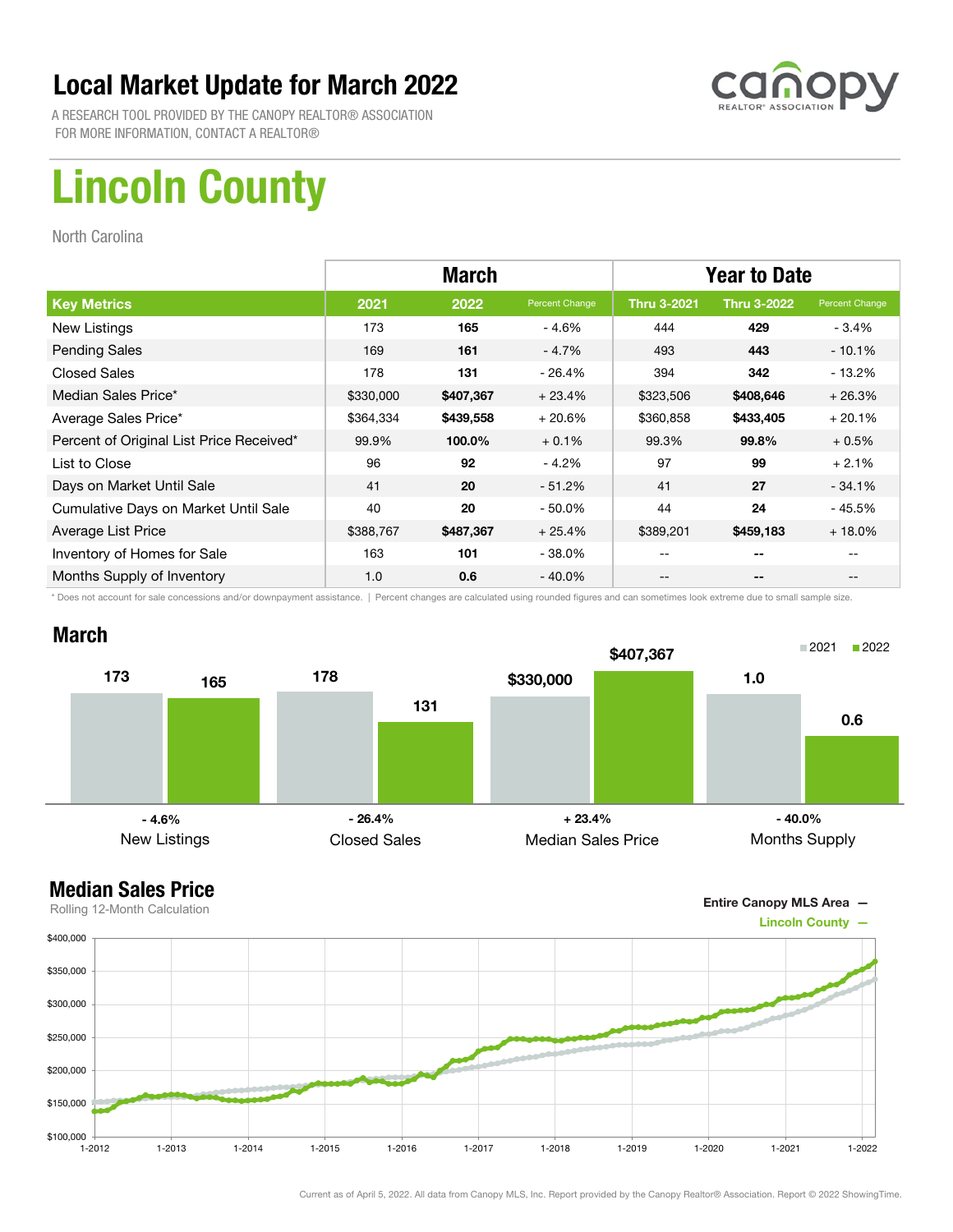# Local Market Update for March 2022

A RESEARCH TOOL PROVIDED BY THE CANOPY REALTOR® ASSOCIATION
FOR MORE INFORMATION, CONTACT A REALTOR®

# Lincoln County

North Carolina

| | March | | | Year to Date | | |
|---|---|---|---|---|---|---|
| **Key Metrics** | **2021** | **2022** | **Percent Change** | **Thru 3-2021** | **Thru 3-2022** | **Percent Change** |
| New Listings | 173 | **165** | - 4.6% | 444 | **429** | - 3.4% |
| Pending Sales | 169 | **161** | - 4.7% | 493 | **443** | - 10.1% |
| Closed Sales | 178 | **131** | - 26.4% | 394 | **342** | - 13.2% |
| Median Sales Price* | $330,000 | **$407,367** | + 23.4% | $323,506 | **$408,646** | + 26.3% |
| Average Sales Price* | $364,334 | **$439,558** | + 20.6% | $360,858 | **$433,405** | + 20.1% |
| Percent of Original List Price Received* | 99.9% | **100.0%** | + 0.1% | 99.3% | **99.8%** | + 0.5% |
| List to Close | 96 | **92** | - 4.2% | 97 | **99** | + 2.1% |
| Days on Market Until Sale | 41 | **20** | - 51.2% | 41 | **27** | - 34.1% |
| Cumulative Days on Market Until Sale | 40 | **20** | - 50.0% | 44 | **24** | - 45.5% |
| Average List Price | $388,767 | **$487,367** | + 25.4% | $389,201 | **$459,183** | + 18.0% |
| Inventory of Homes for Sale | 163 | **101** | - 38.0% | -- | **--** | -- |
| Months Supply of Inventory | 1.0 | **0.6** | - 40.0% | -- | **--** | -- |

\* Does not account for sale concessions and/or downpayment assistance. | Percent changes are calculated using rounded figures and can sometimes look extreme due to small sample size.

## March

| | 2021 | 2022 | Change |
|---|---|---|---|
| New Listings | 173 | 165 | - 4.6% |
| Closed Sales | 178 | 131 | - 26.4% |
| Median Sales Price | $330,000 | $407,367 | + 23.4% |
| Months Supply | 1.0 | 0.6 | - 40.0% |

## Median Sales Price

Rolling 12-Month Calculation

Entire Canopy MLS Area —
Lincoln County —

Current as of April 5, 2022. All data from Canopy MLS, Inc. Report provided by the Canopy Realtor® Association. Report © 2022 ShowingTime.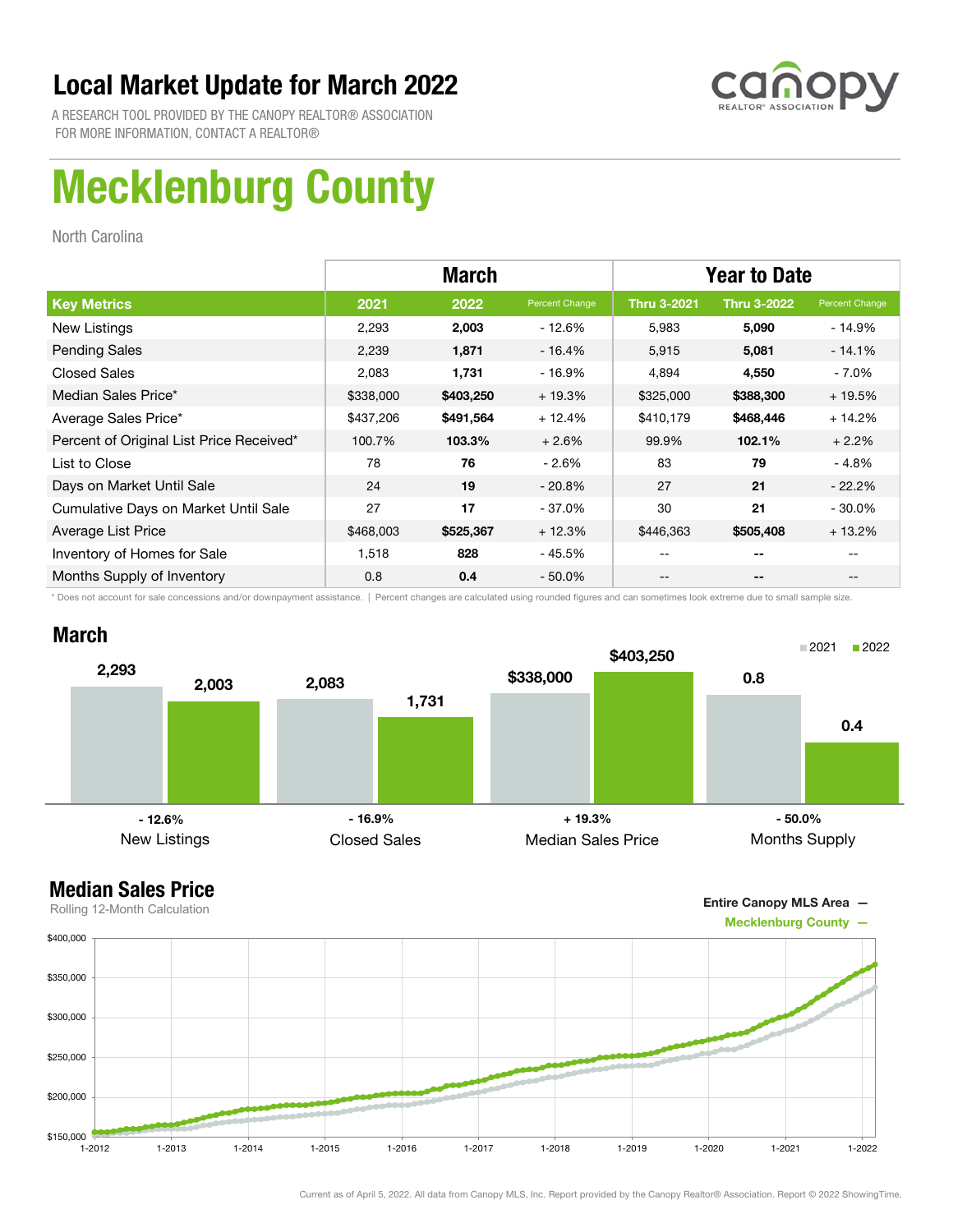# Local Market Update for March 2022

A RESEARCH TOOL PROVIDED BY THE CANOPY REALTOR® ASSOCIATION
FOR MORE INFORMATION, CONTACT A REALTOR®

# Mecklenburg County

North Carolina

| | March | | | Year to Date | | |
|---|---|---|---|---|---|---|
| **Key Metrics** | **2021** | **2022** | **Percent Change** | **Thru 3-2021** | **Thru 3-2022** | **Percent Change** |
| New Listings | 2,293 | **2,003** | - 12.6% | 5,983 | **5,090** | - 14.9% |
| Pending Sales | 2,239 | **1,871** | - 16.4% | 5,915 | **5,081** | - 14.1% |
| Closed Sales | 2,083 | **1,731** | - 16.9% | 4,894 | **4,550** | - 7.0% |
| Median Sales Price* | $338,000 | **$403,250** | + 19.3% | $325,000 | **$388,300** | + 19.5% |
| Average Sales Price* | $437,206 | **$491,564** | + 12.4% | $410,179 | **$468,446** | + 14.2% |
| Percent of Original List Price Received* | 100.7% | **103.3%** | + 2.6% | 99.9% | **102.1%** | + 2.2% |
| List to Close | 78 | **76** | - 2.6% | 83 | **79** | - 4.8% |
| Days on Market Until Sale | 24 | **19** | - 20.8% | 27 | **21** | - 22.2% |
| Cumulative Days on Market Until Sale | 27 | **17** | - 37.0% | 30 | **21** | - 30.0% |
| Average List Price | $468,003 | **$525,367** | + 12.3% | $446,363 | **$505,408** | + 13.2% |
| Inventory of Homes for Sale | 1,518 | **828** | - 45.5% | -- | **--** | -- |
| Months Supply of Inventory | 0.8 | **0.4** | - 50.0% | -- | **--** | -- |

\* Does not account for sale concessions and/or downpayment assistance. | Percent changes are calculated using rounded figures and can sometimes look extreme due to small sample size.

## March

| | 2021 | 2022 | Change |
|---|---|---|---|
| New Listings | 2,293 | 2,003 | - 12.6% |
| Closed Sales | 2,083 | 1,731 | - 16.9% |
| Median Sales Price | $338,000 | $403,250 | + 19.3% |
| Months Supply | 0.8 | 0.4 | - 50.0% |

## Median Sales Price

Rolling 12-Month Calculation

Entire Canopy MLS Area —
Mecklenburg County —

Current as of April 5, 2022. All data from Canopy MLS, Inc. Report provided by the Canopy Realtor® Association. Report © 2022 ShowingTime.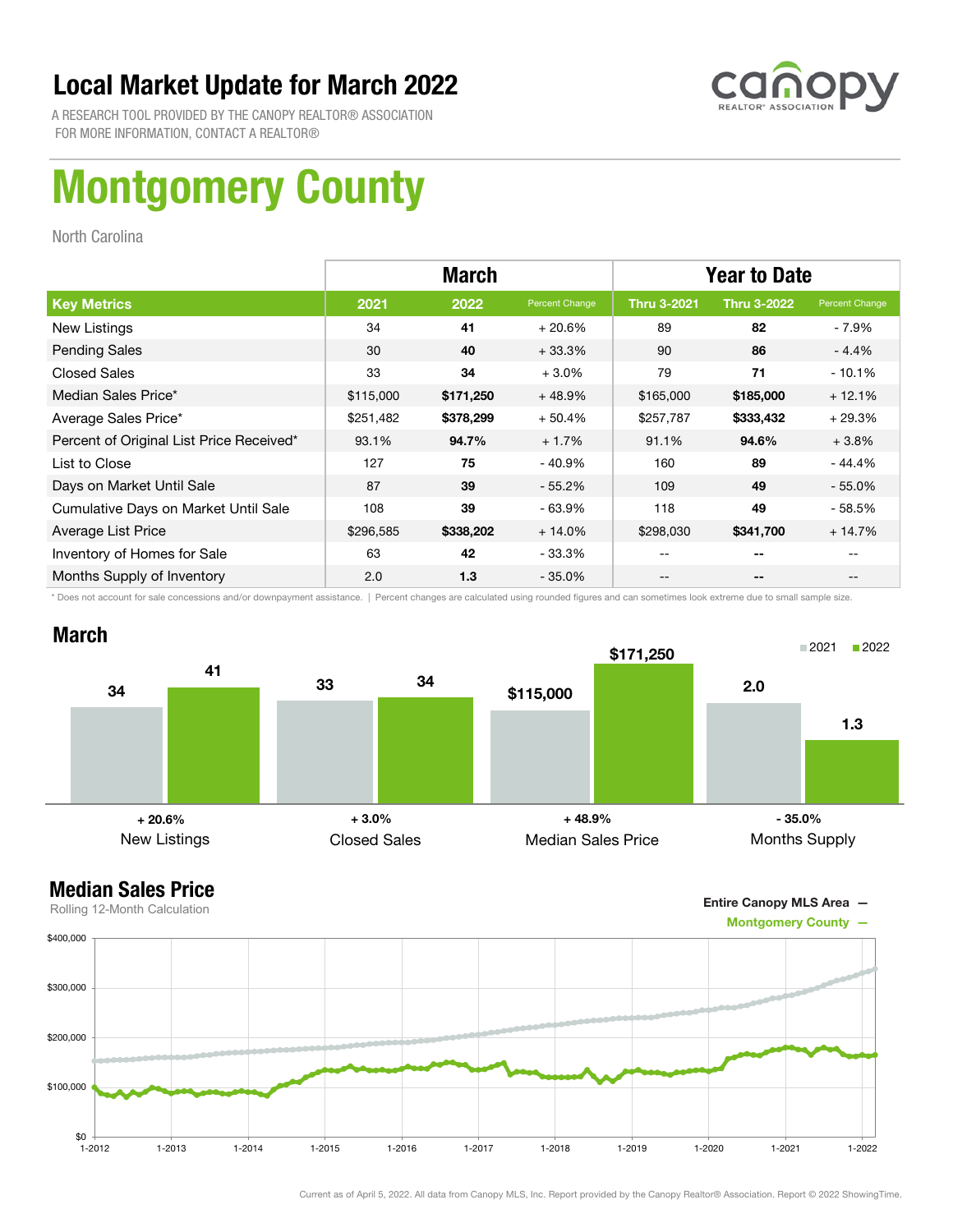# Local Market Update for March 2022

A RESEARCH TOOL PROVIDED BY THE CANOPY REALTOR® ASSOCIATION
FOR MORE INFORMATION, CONTACT A REALTOR®

# Montgomery County

North Carolina

| Key Metrics | March 2021 | March 2022 | Percent Change | Year to Date Thru 3-2021 | Year to Date Thru 3-2022 | Percent Change |
|---|---|---|---|---|---|---|
| New Listings | 34 | **41** | + 20.6% | 89 | **82** | - 7.9% |
| Pending Sales | 30 | **40** | + 33.3% | 90 | **86** | - 4.4% |
| Closed Sales | 33 | **34** | + 3.0% | 79 | **71** | - 10.1% |
| Median Sales Price* | $115,000 | **$171,250** | + 48.9% | $165,000 | **$185,000** | + 12.1% |
| Average Sales Price* | $251,482 | **$378,299** | + 50.4% | $257,787 | **$333,432** | + 29.3% |
| Percent of Original List Price Received* | 93.1% | **94.7%** | + 1.7% | 91.1% | **94.6%** | + 3.8% |
| List to Close | 127 | **75** | - 40.9% | 160 | **89** | - 44.4% |
| Days on Market Until Sale | 87 | **39** | - 55.2% | 109 | **49** | - 55.0% |
| Cumulative Days on Market Until Sale | 108 | **39** | - 63.9% | 118 | **49** | - 58.5% |
| Average List Price | $296,585 | **$338,202** | + 14.0% | $298,030 | **$341,700** | + 14.7% |
| Inventory of Homes for Sale | 63 | **42** | - 33.3% | -- | -- | -- |
| Months Supply of Inventory | 2.0 | **1.3** | - 35.0% | -- | -- | -- |

\* Does not account for sale concessions and/or downpayment assistance. | Percent changes are calculated using rounded figures and can sometimes look extreme due to small sample size.

## March

| | 2021 | 2022 | Change |
|---|---|---|---|
| New Listings | 34 | 41 | + 20.6% |
| Closed Sales | 33 | 34 | + 3.0% |
| Median Sales Price | $115,000 | $171,250 | + 48.9% |
| Months Supply | 2.0 | 1.3 | - 35.0% |

## Median Sales Price

Rolling 12-Month Calculation

Entire Canopy MLS Area —
Montgomery County —

Current as of April 5, 2022. All data from Canopy MLS, Inc. Report provided by the Canopy Realtor® Association. Report © 2022 ShowingTime.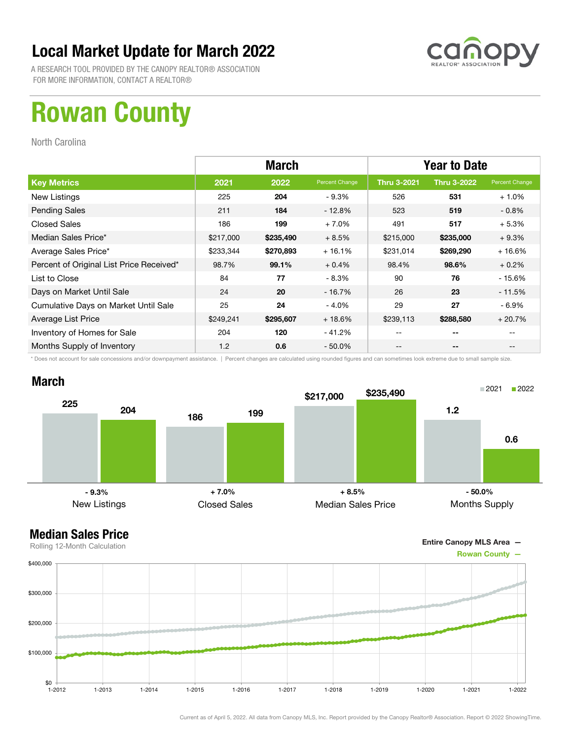# Local Market Update for March 2022

A RESEARCH TOOL PROVIDED BY THE CANOPY REALTOR® ASSOCIATION
FOR MORE INFORMATION, CONTACT A REALTOR®

# Rowan County

North Carolina

| | March | | | Year to Date | | |
|---|---|---|---|---|---|---|
| **Key Metrics** | **2021** | **2022** | **Percent Change** | **Thru 3-2021** | **Thru 3-2022** | **Percent Change** |
| New Listings | 225 | **204** | - 9.3% | 526 | **531** | + 1.0% |
| Pending Sales | 211 | **184** | - 12.8% | 523 | **519** | - 0.8% |
| Closed Sales | 186 | **199** | + 7.0% | 491 | **517** | + 5.3% |
| Median Sales Price* | $217,000 | **$235,490** | + 8.5% | $215,000 | **$235,000** | + 9.3% |
| Average Sales Price* | $233,344 | **$270,893** | + 16.1% | $231,014 | **$269,290** | + 16.6% |
| Percent of Original List Price Received* | 98.7% | **99.1%** | + 0.4% | 98.4% | **98.6%** | + 0.2% |
| List to Close | 84 | **77** | - 8.3% | 90 | **76** | - 15.6% |
| Days on Market Until Sale | 24 | **20** | - 16.7% | 26 | **23** | - 11.5% |
| Cumulative Days on Market Until Sale | 25 | **24** | - 4.0% | 29 | **27** | - 6.9% |
| Average List Price | $249,241 | **$295,607** | + 18.6% | $239,113 | **$288,580** | + 20.7% |
| Inventory of Homes for Sale | 204 | **120** | - 41.2% | -- | **--** | -- |
| Months Supply of Inventory | 1.2 | **0.6** | - 50.0% | -- | **--** | -- |

\* Does not account for sale concessions and/or downpayment assistance. | Percent changes are calculated using rounded figures and can sometimes look extreme due to small sample size.

## March

| | 2021 | 2022 | Change |
|---|---|---|---|
| New Listings | 225 | 204 | - 9.3% |
| Closed Sales | 186 | 199 | + 7.0% |
| Median Sales Price | $217,000 | $235,490 | + 8.5% |
| Months Supply | 1.2 | 0.6 | - 50.0% |

## Median Sales Price

Rolling 12-Month Calculation

Entire Canopy MLS Area —
Rowan County —

Current as of April 5, 2022. All data from Canopy MLS, Inc. Report provided by the Canopy Realtor® Association. Report © 2022 ShowingTime.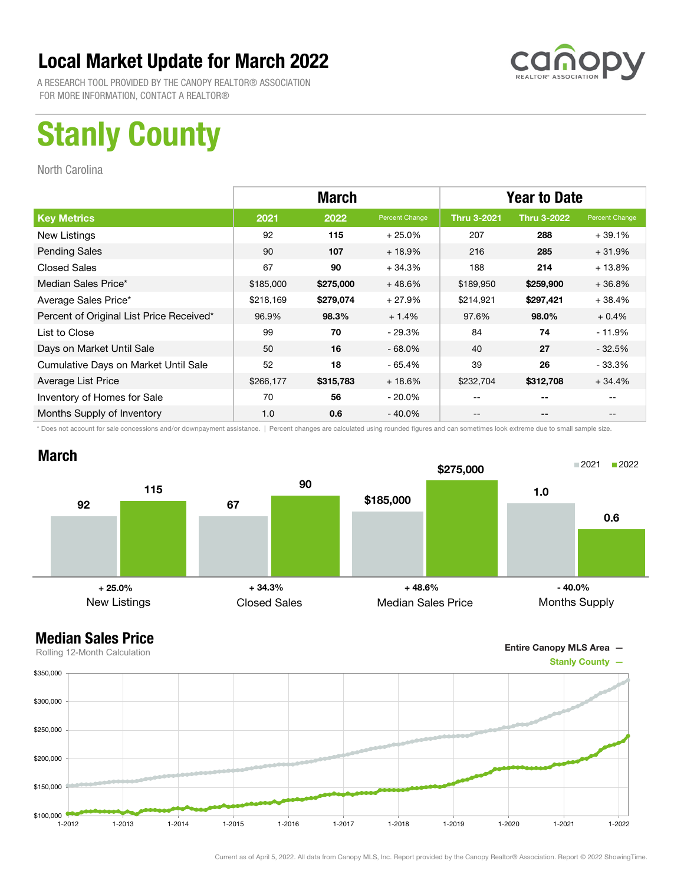# Local Market Update for March 2022

A RESEARCH TOOL PROVIDED BY THE CANOPY REALTOR® ASSOCIATION
FOR MORE INFORMATION, CONTACT A REALTOR®

# Stanly County

North Carolina

| | March | | | Year to Date | | |
|---|---|---|---|---|---|---|
| **Key Metrics** | **2021** | **2022** | **Percent Change** | **Thru 3-2021** | **Thru 3-2022** | **Percent Change** |
| New Listings | 92 | **115** | + 25.0% | 207 | **288** | + 39.1% |
| Pending Sales | 90 | **107** | + 18.9% | 216 | **285** | + 31.9% |
| Closed Sales | 67 | **90** | + 34.3% | 188 | **214** | + 13.8% |
| Median Sales Price* | $185,000 | **$275,000** | + 48.6% | $189,950 | **$259,900** | + 36.8% |
| Average Sales Price* | $218,169 | **$279,074** | + 27.9% | $214,921 | **$297,421** | + 38.4% |
| Percent of Original List Price Received* | 96.9% | **98.3%** | + 1.4% | 97.6% | **98.0%** | + 0.4% |
| List to Close | 99 | **70** | - 29.3% | 84 | **74** | - 11.9% |
| Days on Market Until Sale | 50 | **16** | - 68.0% | 40 | **27** | - 32.5% |
| Cumulative Days on Market Until Sale | 52 | **18** | - 65.4% | 39 | **26** | - 33.3% |
| Average List Price | $266,177 | **$315,783** | + 18.6% | $232,704 | **$312,708** | + 34.4% |
| Inventory of Homes for Sale | 70 | **56** | - 20.0% | -- | **--** | -- |
| Months Supply of Inventory | 1.0 | **0.6** | - 40.0% | -- | **--** | -- |

\* Does not account for sale concessions and/or downpayment assistance. | Percent changes are calculated using rounded figures and can sometimes look extreme due to small sample size.

## March

| | 2021 | 2022 | Change |
|---|---|---|---|
| New Listings | 92 | 115 | + 25.0% |
| Closed Sales | 67 | 90 | + 34.3% |
| Median Sales Price | $185,000 | $275,000 | + 48.6% |
| Months Supply | 1.0 | 0.6 | - 40.0% |

## Median Sales Price

Rolling 12-Month Calculation

Entire Canopy MLS Area —
Stanly County —

Current as of April 5, 2022. All data from Canopy MLS, Inc. Report provided by the Canopy Realtor® Association. Report © 2022 ShowingTime.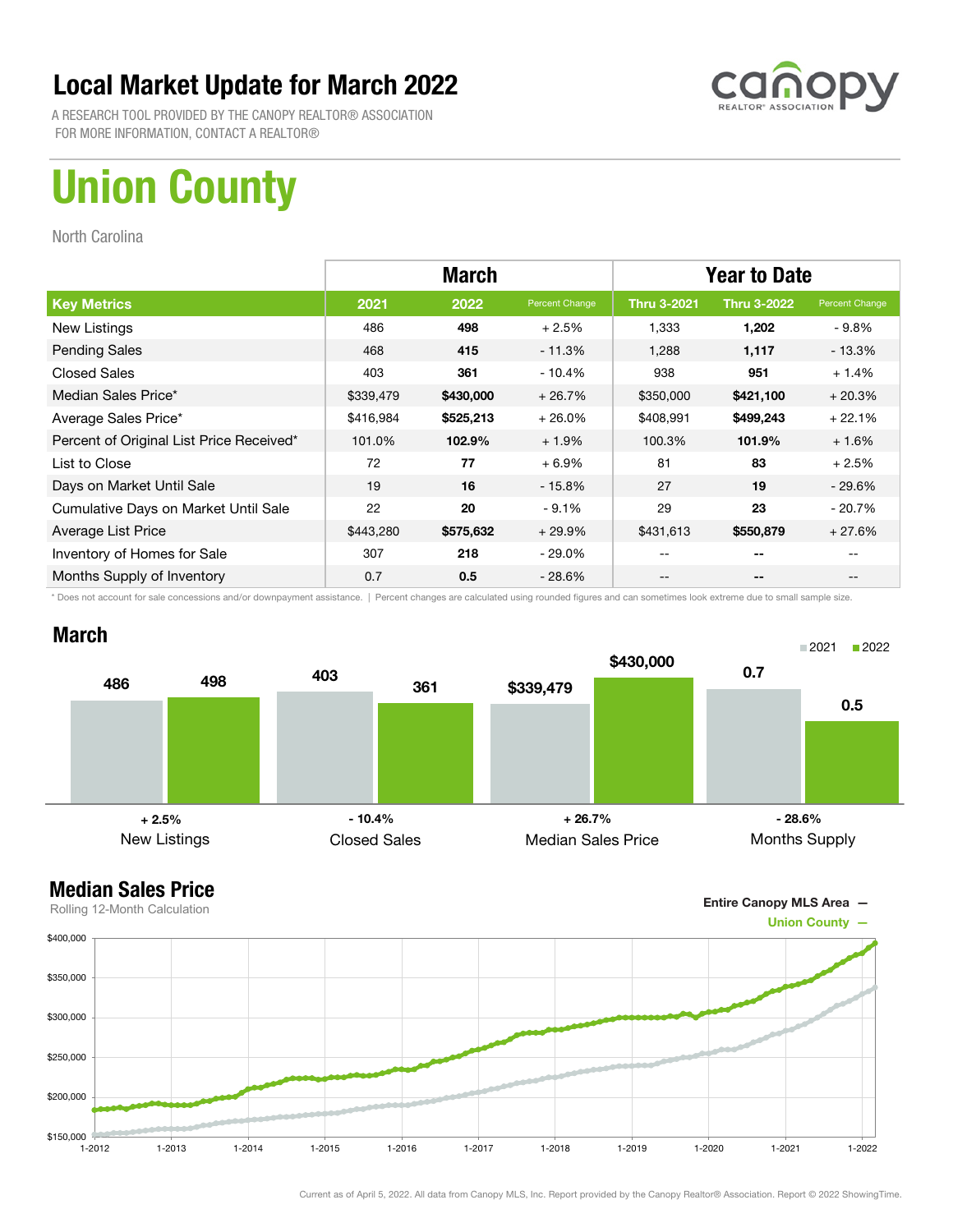# Local Market Update for March 2022

A RESEARCH TOOL PROVIDED BY THE CANOPY REALTOR® ASSOCIATION
FOR MORE INFORMATION, CONTACT A REALTOR®

canopy REALTOR® ASSOCIATION

# Union County

North Carolina

| | March | | | Year to Date | | |
|---|---|---|---|---|---|---|
| **Key Metrics** | **2021** | **2022** | **Percent Change** | **Thru 3-2021** | **Thru 3-2022** | **Percent Change** |
| New Listings | 486 | **498** | + 2.5% | 1,333 | **1,202** | - 9.8% |
| Pending Sales | 468 | **415** | - 11.3% | 1,288 | **1,117** | - 13.3% |
| Closed Sales | 403 | **361** | - 10.4% | 938 | **951** | + 1.4% |
| Median Sales Price* | $339,479 | **$430,000** | + 26.7% | $350,000 | **$421,100** | + 20.3% |
| Average Sales Price* | $416,984 | **$525,213** | + 26.0% | $408,991 | **$499,243** | + 22.1% |
| Percent of Original List Price Received* | 101.0% | **102.9%** | + 1.9% | 100.3% | **101.9%** | + 1.6% |
| List to Close | 72 | **77** | + 6.9% | 81 | **83** | + 2.5% |
| Days on Market Until Sale | 19 | **16** | - 15.8% | 27 | **19** | - 29.6% |
| Cumulative Days on Market Until Sale | 22 | **20** | - 9.1% | 29 | **23** | - 20.7% |
| Average List Price | $443,280 | **$575,632** | + 29.9% | $431,613 | **$550,879** | + 27.6% |
| Inventory of Homes for Sale | 307 | **218** | - 29.0% | -- | **--** | -- |
| Months Supply of Inventory | 0.7 | **0.5** | - 28.6% | -- | **--** | -- |

* Does not account for sale concessions and/or downpayment assistance. | Percent changes are calculated using rounded figures and can sometimes look extreme due to small sample size.

## March

| | 2021 | 2022 | Change |
|---|---|---|---|
| New Listings | 486 | 498 | + 2.5% |
| Closed Sales | 403 | 361 | - 10.4% |
| Median Sales Price | $339,479 | $430,000 | + 26.7% |
| Months Supply | 0.7 | 0.5 | - 28.6% |

## Median Sales Price

Rolling 12-Month Calculation

Entire Canopy MLS Area —
Union County —

Current as of April 5, 2022. All data from Canopy MLS, Inc. Report provided by the Canopy Realtor® Association. Report © 2022 ShowingTime.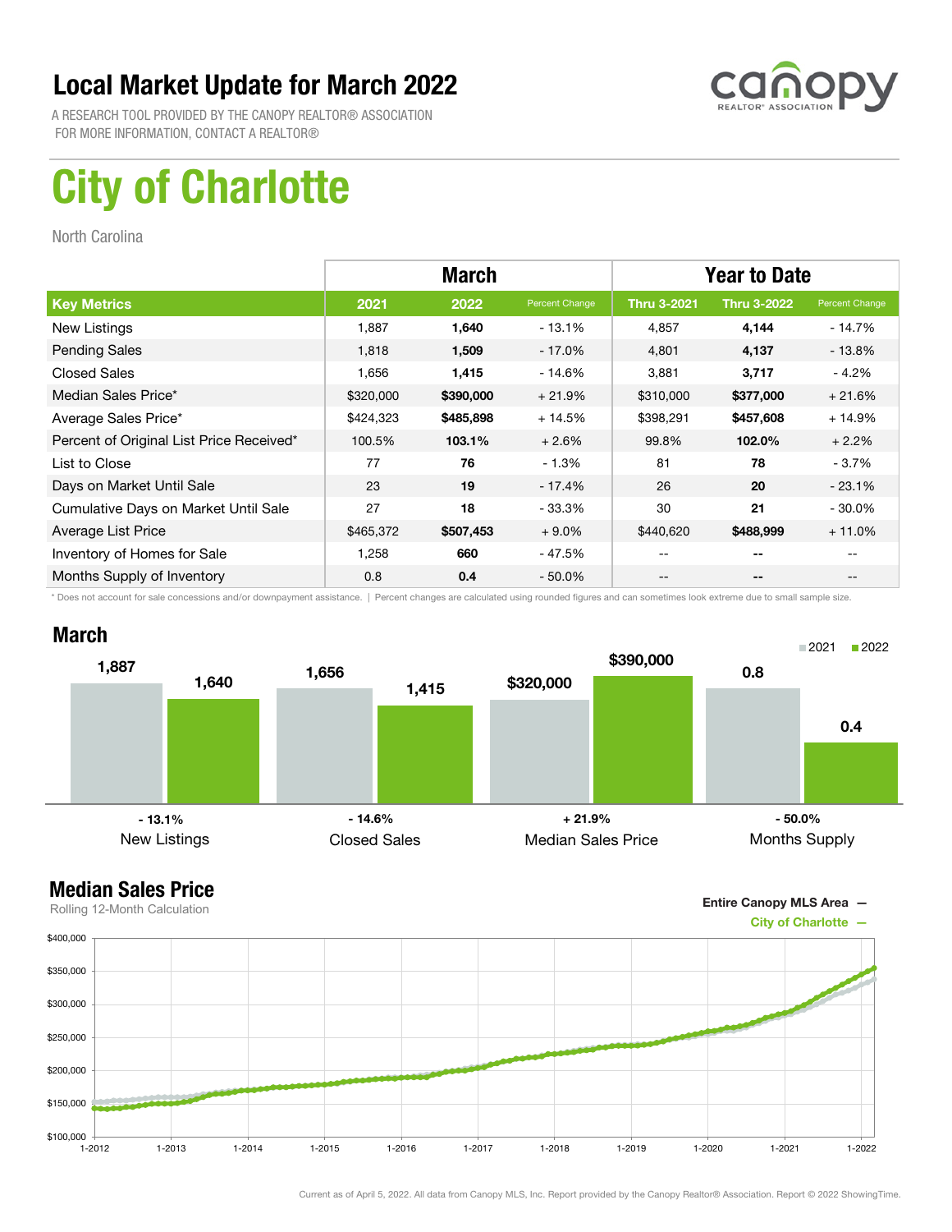# Local Market Update for March 2022

A RESEARCH TOOL PROVIDED BY THE CANOPY REALTOR® ASSOCIATION
FOR MORE INFORMATION, CONTACT A REALTOR®

canopy REALTOR® ASSOCIATION

# City of Charlotte

North Carolina

| | March | | | Year to Date | | |
|---|---|---|---|---|---|---|
| **Key Metrics** | **2021** | **2022** | **Percent Change** | **Thru 3-2021** | **Thru 3-2022** | **Percent Change** |
| New Listings | 1,887 | **1,640** | - 13.1% | 4,857 | **4,144** | - 14.7% |
| Pending Sales | 1,818 | **1,509** | - 17.0% | 4,801 | **4,137** | - 13.8% |
| Closed Sales | 1,656 | **1,415** | - 14.6% | 3,881 | **3,717** | - 4.2% |
| Median Sales Price* | $320,000 | **$390,000** | + 21.9% | $310,000 | **$377,000** | + 21.6% |
| Average Sales Price* | $424,323 | **$485,898** | + 14.5% | $398,291 | **$457,608** | + 14.9% |
| Percent of Original List Price Received* | 100.5% | **103.1%** | + 2.6% | 99.8% | **102.0%** | + 2.2% |
| List to Close | 77 | **76** | - 1.3% | 81 | **78** | - 3.7% |
| Days on Market Until Sale | 23 | **19** | - 17.4% | 26 | **20** | - 23.1% |
| Cumulative Days on Market Until Sale | 27 | **18** | - 33.3% | 30 | **21** | - 30.0% |
| Average List Price | $465,372 | **$507,453** | + 9.0% | $440,620 | **$488,999** | + 11.0% |
| Inventory of Homes for Sale | 1,258 | **660** | - 47.5% | -- | **--** | -- |
| Months Supply of Inventory | 0.8 | **0.4** | - 50.0% | -- | **--** | -- |

\* Does not account for sale concessions and/or downpayment assistance. | Percent changes are calculated using rounded figures and can sometimes look extreme due to small sample size.

## March

| | 2021 | 2022 | Change |
|---|---|---|---|
| New Listings | 1,887 | 1,640 | - 13.1% |
| Closed Sales | 1,656 | 1,415 | - 14.6% |
| Median Sales Price | $320,000 | $390,000 | + 21.9% |
| Months Supply | 0.8 | 0.4 | - 50.0% |

## Median Sales Price

Rolling 12-Month Calculation

Entire Canopy MLS Area —
City of Charlotte —

Current as of April 5, 2022. All data from Canopy MLS, Inc. Report provided by the Canopy Realtor® Association. Report © 2022 ShowingTime.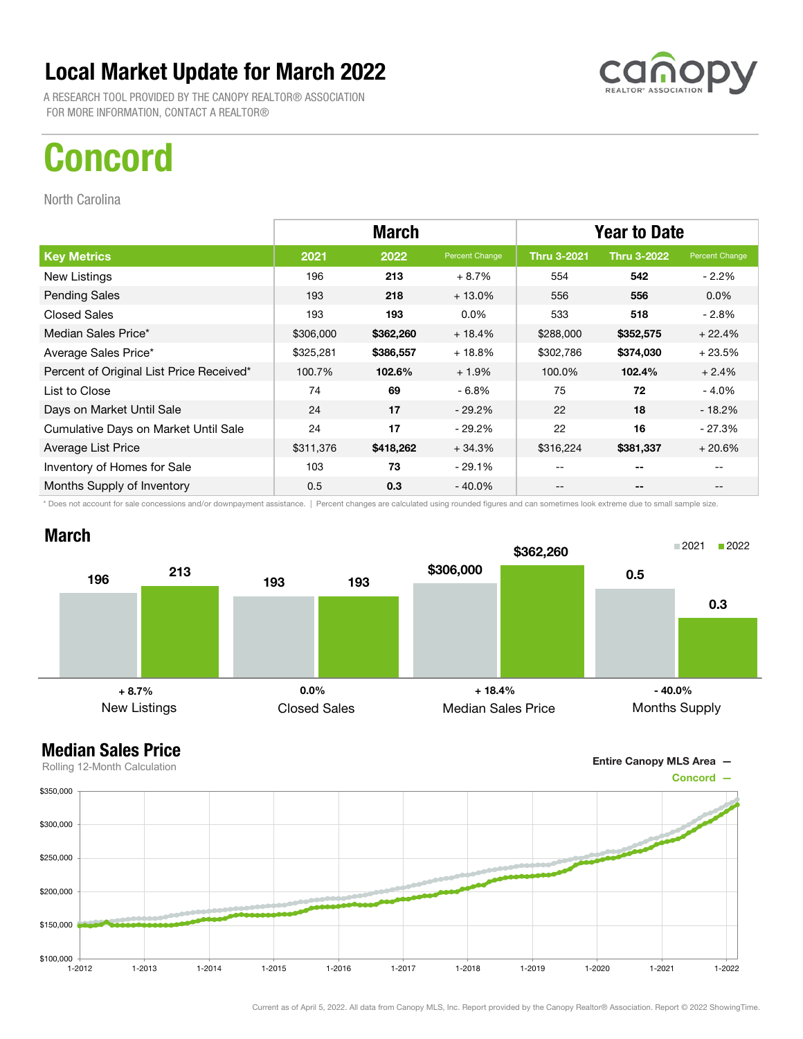# Local Market Update for March 2022

A RESEARCH TOOL PROVIDED BY THE CANOPY REALTOR® ASSOCIATION
FOR MORE INFORMATION, CONTACT A REALTOR®

# Concord

North Carolina

| | March | | | Year to Date | | |
|---|---|---|---|---|---|---|
| **Key Metrics** | **2021** | **2022** | **Percent Change** | **Thru 3-2021** | **Thru 3-2022** | **Percent Change** |
| New Listings | 196 | **213** | + 8.7% | 554 | **542** | - 2.2% |
| Pending Sales | 193 | **218** | + 13.0% | 556 | **556** | 0.0% |
| Closed Sales | 193 | **193** | 0.0% | 533 | **518** | - 2.8% |
| Median Sales Price* | $306,000 | **$362,260** | + 18.4% | $288,000 | **$352,575** | + 22.4% |
| Average Sales Price* | $325,281 | **$386,557** | + 18.8% | $302,786 | **$374,030** | + 23.5% |
| Percent of Original List Price Received* | 100.7% | **102.6%** | + 1.9% | 100.0% | **102.4%** | + 2.4% |
| List to Close | 74 | **69** | - 6.8% | 75 | **72** | - 4.0% |
| Days on Market Until Sale | 24 | **17** | - 29.2% | 22 | **18** | - 18.2% |
| Cumulative Days on Market Until Sale | 24 | **17** | - 29.2% | 22 | **16** | - 27.3% |
| Average List Price | $311,376 | **$418,262** | + 34.3% | $316,224 | **$381,337** | + 20.6% |
| Inventory of Homes for Sale | 103 | **73** | - 29.1% | -- | **--** | -- |
| Months Supply of Inventory | 0.5 | **0.3** | - 40.0% | -- | **--** | -- |

\* Does not account for sale concessions and/or downpayment assistance. | Percent changes are calculated using rounded figures and can sometimes look extreme due to small sample size.

## March

| | 2021 | 2022 | Change |
|---|---|---|---|
| New Listings | 196 | 213 | + 8.7% |
| Closed Sales | 193 | 193 | 0.0% |
| Median Sales Price | $306,000 | $362,260 | + 18.4% |
| Months Supply | 0.5 | 0.3 | - 40.0% |

## Median Sales Price

Rolling 12-Month Calculation

Entire Canopy MLS Area —
Concord —

Current as of April 5, 2022. All data from Canopy MLS, Inc. Report provided by the Canopy Realtor® Association. Report © 2022 ShowingTime.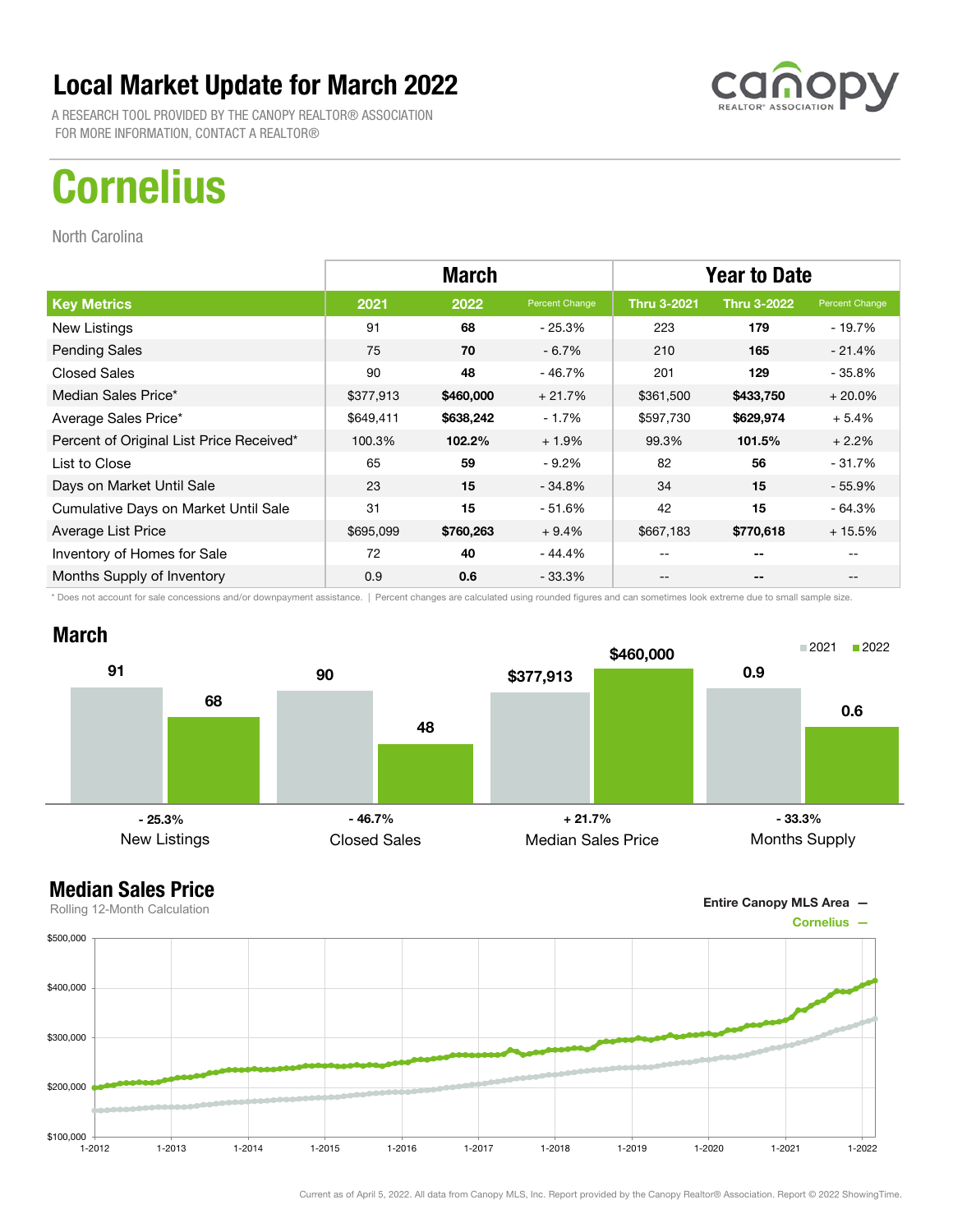# Local Market Update for March 2022

A RESEARCH TOOL PROVIDED BY THE CANOPY REALTOR® ASSOCIATION
FOR MORE INFORMATION, CONTACT A REALTOR®

# Cornelius

North Carolina

| | March | | | Year to Date | | |
|---|---|---|---|---|---|---|
| **Key Metrics** | **2021** | **2022** | **Percent Change** | **Thru 3-2021** | **Thru 3-2022** | **Percent Change** |
| New Listings | 91 | **68** | - 25.3% | 223 | **179** | - 19.7% |
| Pending Sales | 75 | **70** | - 6.7% | 210 | **165** | - 21.4% |
| Closed Sales | 90 | **48** | - 46.7% | 201 | **129** | - 35.8% |
| Median Sales Price* | $377,913 | **$460,000** | + 21.7% | $361,500 | **$433,750** | + 20.0% |
| Average Sales Price* | $649,411 | **$638,242** | - 1.7% | $597,730 | **$629,974** | + 5.4% |
| Percent of Original List Price Received* | 100.3% | **102.2%** | + 1.9% | 99.3% | **101.5%** | + 2.2% |
| List to Close | 65 | **59** | - 9.2% | 82 | **56** | - 31.7% |
| Days on Market Until Sale | 23 | **15** | - 34.8% | 34 | **15** | - 55.9% |
| Cumulative Days on Market Until Sale | 31 | **15** | - 51.6% | 42 | **15** | - 64.3% |
| Average List Price | $695,099 | **$760,263** | + 9.4% | $667,183 | **$770,618** | + 15.5% |
| Inventory of Homes for Sale | 72 | **40** | - 44.4% | -- | **--** | -- |
| Months Supply of Inventory | 0.9 | **0.6** | - 33.3% | -- | **--** | -- |

\* Does not account for sale concessions and/or downpayment assistance. | Percent changes are calculated using rounded figures and can sometimes look extreme due to small sample size.

## March

| | 2021 | 2022 | Change |
|---|---|---|---|
| New Listings | 91 | 68 | - 25.3% |
| Closed Sales | 90 | 48 | - 46.7% |
| Median Sales Price | $377,913 | $460,000 | + 21.7% |
| Months Supply | 0.9 | 0.6 | - 33.3% |

## Median Sales Price

Rolling 12-Month Calculation

Entire Canopy MLS Area —
Cornelius —

Current as of April 5, 2022. All data from Canopy MLS, Inc. Report provided by the Canopy Realtor® Association. Report © 2022 ShowingTime.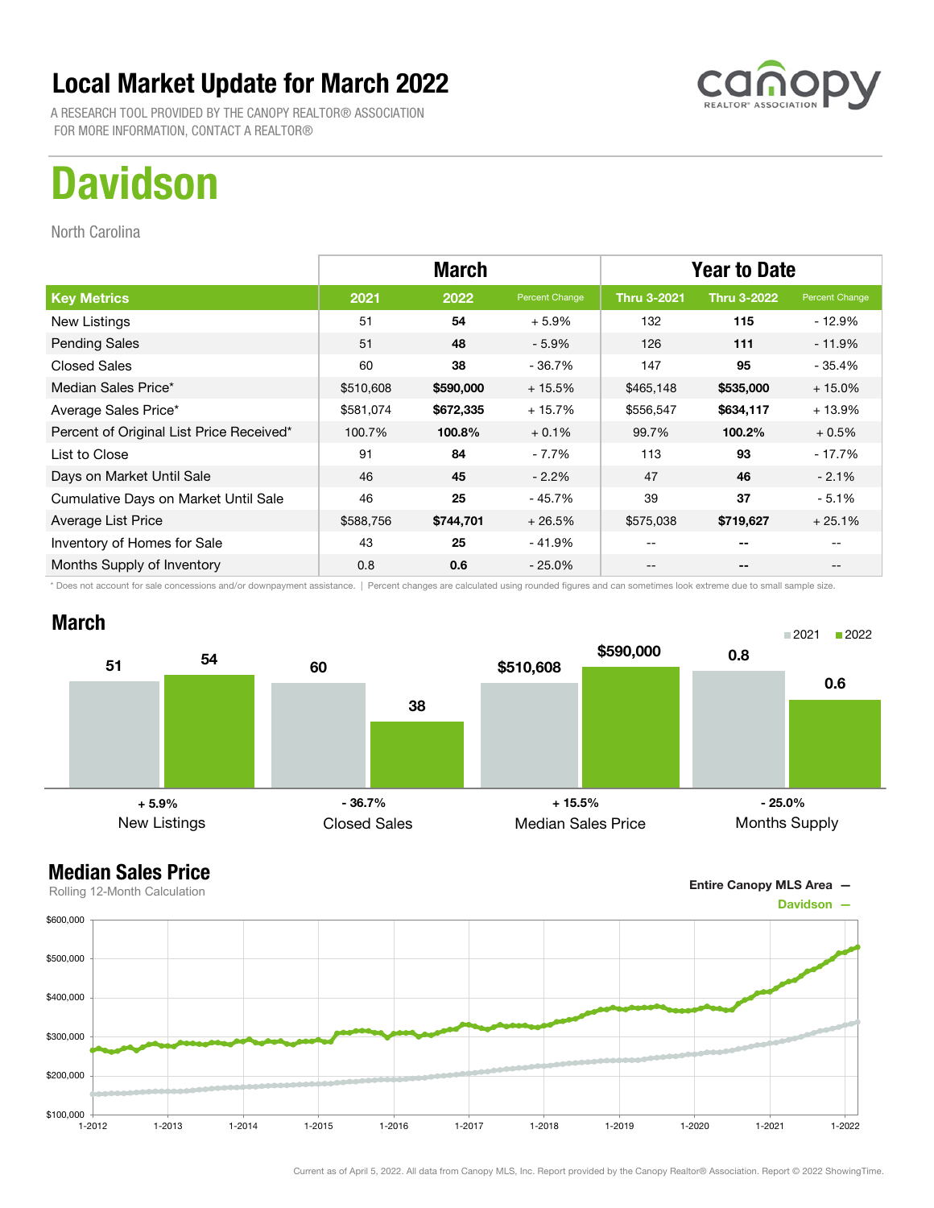# Local Market Update for March 2022

A RESEARCH TOOL PROVIDED BY THE CANOPY REALTOR® ASSOCIATION
FOR MORE INFORMATION, CONTACT A REALTOR®

# Davidson

North Carolina

| | March | | | Year to Date | | |
|---|---|---|---|---|---|---|
| **Key Metrics** | **2021** | **2022** | **Percent Change** | **Thru 3-2021** | **Thru 3-2022** | **Percent Change** |
| New Listings | 51 | **54** | + 5.9% | 132 | **115** | - 12.9% |
| Pending Sales | 51 | **48** | - 5.9% | 126 | **111** | - 11.9% |
| Closed Sales | 60 | **38** | - 36.7% | 147 | **95** | - 35.4% |
| Median Sales Price* | $510,608 | **$590,000** | + 15.5% | $465,148 | **$535,000** | + 15.0% |
| Average Sales Price* | $581,074 | **$672,335** | + 15.7% | $556,547 | **$634,117** | + 13.9% |
| Percent of Original List Price Received* | 100.7% | **100.8%** | + 0.1% | 99.7% | **100.2%** | + 0.5% |
| List to Close | 91 | **84** | - 7.7% | 113 | **93** | - 17.7% |
| Days on Market Until Sale | 46 | **45** | - 2.2% | 47 | **46** | - 2.1% |
| Cumulative Days on Market Until Sale | 46 | **25** | - 45.7% | 39 | **37** | - 5.1% |
| Average List Price | $588,756 | **$744,701** | + 26.5% | $575,038 | **$719,627** | + 25.1% |
| Inventory of Homes for Sale | 43 | **25** | - 41.9% | -- | **--** | -- |
| Months Supply of Inventory | 0.8 | **0.6** | - 25.0% | -- | **--** | -- |

\* Does not account for sale concessions and/or downpayment assistance. | Percent changes are calculated using rounded figures and can sometimes look extreme due to small sample size.

## March

| | 2021 | 2022 | Change |
|---|---|---|---|
| New Listings | 51 | 54 | + 5.9% |
| Closed Sales | 60 | 38 | - 36.7% |
| Median Sales Price | $510,608 | $590,000 | + 15.5% |
| Months Supply | 0.8 | 0.6 | - 25.0% |

## Median Sales Price

Rolling 12-Month Calculation

Entire Canopy MLS Area —
Davidson —

Current as of April 5, 2022. All data from Canopy MLS, Inc. Report provided by the Canopy Realtor® Association. Report © 2022 ShowingTime.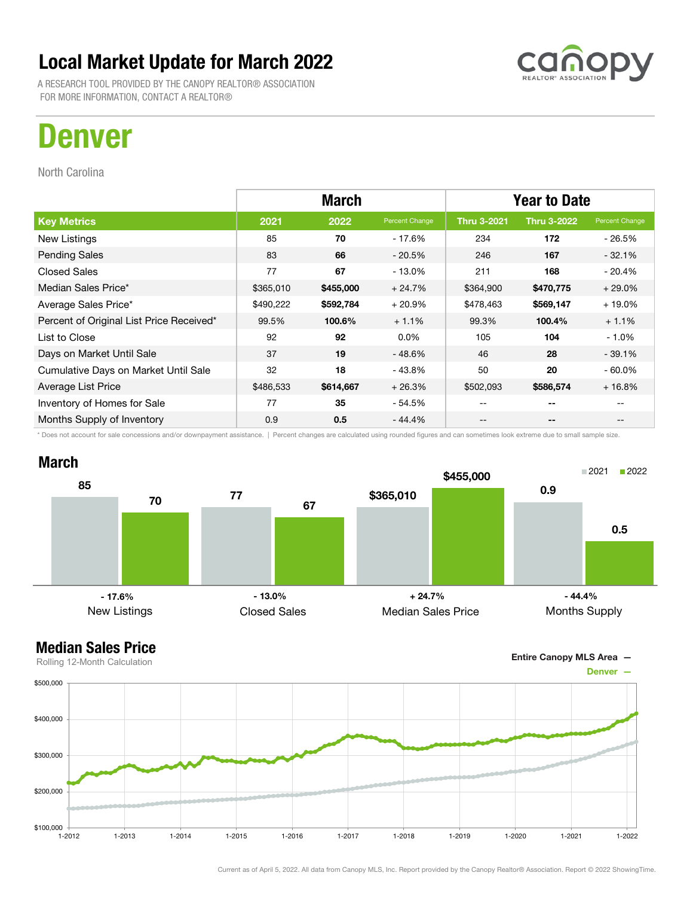# Local Market Update for March 2022

A RESEARCH TOOL PROVIDED BY THE CANOPY REALTOR® ASSOCIATION
FOR MORE INFORMATION, CONTACT A REALTOR®

# Denver

North Carolina

| | March | | | Year to Date | | |
|---|---|---|---|---|---|---|
| **Key Metrics** | **2021** | **2022** | **Percent Change** | **Thru 3-2021** | **Thru 3-2022** | **Percent Change** |
| New Listings | 85 | **70** | - 17.6% | 234 | **172** | - 26.5% |
| Pending Sales | 83 | **66** | - 20.5% | 246 | **167** | - 32.1% |
| Closed Sales | 77 | **67** | - 13.0% | 211 | **168** | - 20.4% |
| Median Sales Price* | $365,010 | **$455,000** | + 24.7% | $364,900 | **$470,775** | + 29.0% |
| Average Sales Price* | $490,222 | **$592,784** | + 20.9% | $478,463 | **$569,147** | + 19.0% |
| Percent of Original List Price Received* | 99.5% | **100.6%** | + 1.1% | 99.3% | **100.4%** | + 1.1% |
| List to Close | 92 | **92** | 0.0% | 105 | **104** | - 1.0% |
| Days on Market Until Sale | 37 | **19** | - 48.6% | 46 | **28** | - 39.1% |
| Cumulative Days on Market Until Sale | 32 | **18** | - 43.8% | 50 | **20** | - 60.0% |
| Average List Price | $486,533 | **$614,667** | + 26.3% | $502,093 | **$586,574** | + 16.8% |
| Inventory of Homes for Sale | 77 | **35** | - 54.5% | -- | **--** | -- |
| Months Supply of Inventory | 0.9 | **0.5** | - 44.4% | -- | **--** | -- |

\* Does not account for sale concessions and/or downpayment assistance. | Percent changes are calculated using rounded figures and can sometimes look extreme due to small sample size.

## March

| | 2021 | 2022 | Change |
|---|---|---|---|
| New Listings | 85 | 70 | - 17.6% |
| Closed Sales | 77 | 67 | - 13.0% |
| Median Sales Price | $365,010 | $455,000 | + 24.7% |
| Months Supply | 0.9 | 0.5 | - 44.4% |

## Median Sales Price

Rolling 12-Month Calculation

Entire Canopy MLS Area —
Denver —

Current as of April 5, 2022. All data from Canopy MLS, Inc. Report provided by the Canopy Realtor® Association. Report © 2022 ShowingTime.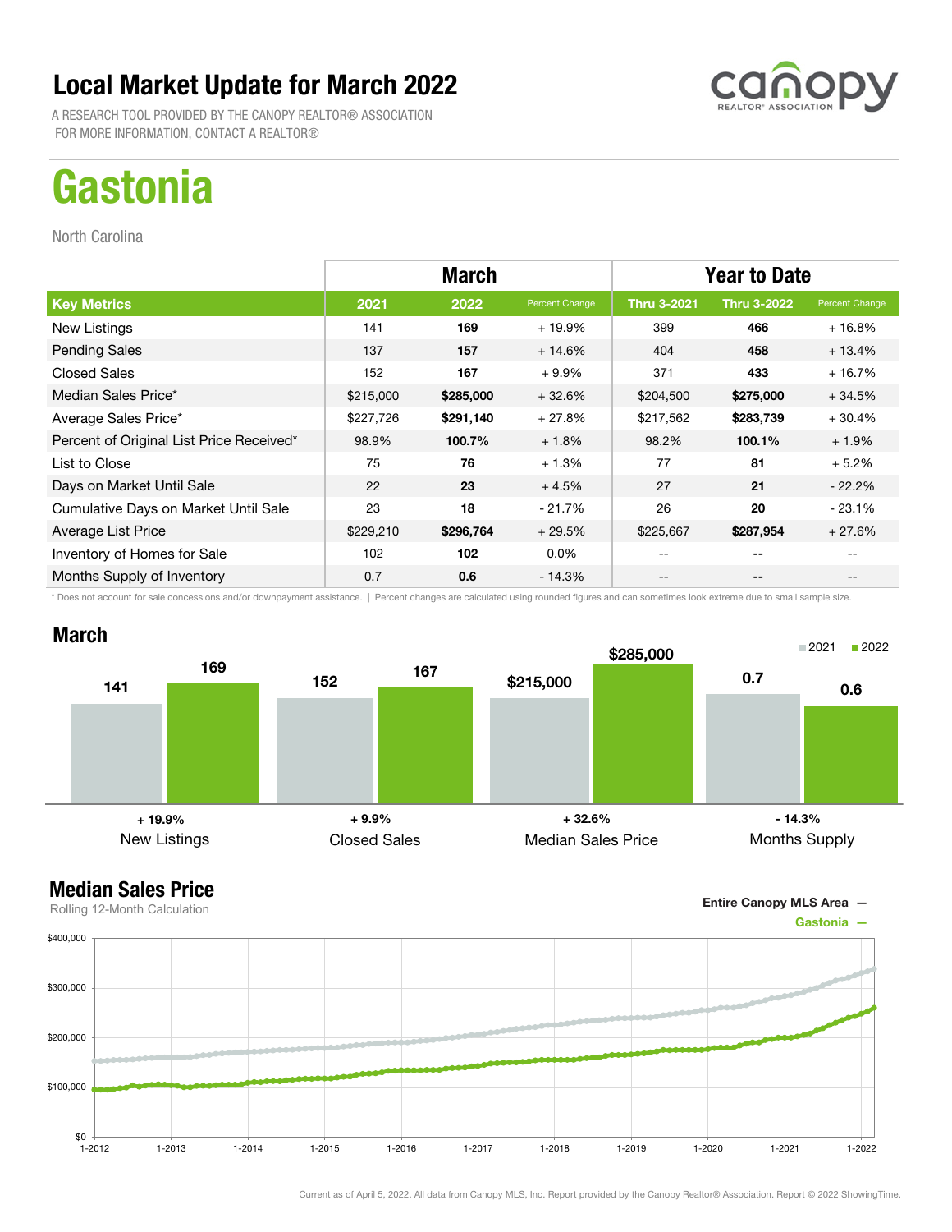# Local Market Update for March 2022

A RESEARCH TOOL PROVIDED BY THE CANOPY REALTOR® ASSOCIATION
FOR MORE INFORMATION, CONTACT A REALTOR®

# Gastonia

North Carolina

| | March | | | Year to Date | | |
|---|---|---|---|---|---|---|
| **Key Metrics** | **2021** | **2022** | **Percent Change** | **Thru 3-2021** | **Thru 3-2022** | **Percent Change** |
| New Listings | 141 | **169** | + 19.9% | 399 | **466** | + 16.8% |
| Pending Sales | 137 | **157** | + 14.6% | 404 | **458** | + 13.4% |
| Closed Sales | 152 | **167** | + 9.9% | 371 | **433** | + 16.7% |
| Median Sales Price* | $215,000 | **$285,000** | + 32.6% | $204,500 | **$275,000** | + 34.5% |
| Average Sales Price* | $227,726 | **$291,140** | + 27.8% | $217,562 | **$283,739** | + 30.4% |
| Percent of Original List Price Received* | 98.9% | **100.7%** | + 1.8% | 98.2% | **100.1%** | + 1.9% |
| List to Close | 75 | **76** | + 1.3% | 77 | **81** | + 5.2% |
| Days on Market Until Sale | 22 | **23** | + 4.5% | 27 | **21** | - 22.2% |
| Cumulative Days on Market Until Sale | 23 | **18** | - 21.7% | 26 | **20** | - 23.1% |
| Average List Price | $229,210 | **$296,764** | + 29.5% | $225,667 | **$287,954** | + 27.6% |
| Inventory of Homes for Sale | 102 | **102** | 0.0% | -- | **--** | -- |
| Months Supply of Inventory | 0.7 | **0.6** | - 14.3% | -- | **--** | -- |

* Does not account for sale concessions and/or downpayment assistance. | Percent changes are calculated using rounded figures and can sometimes look extreme due to small sample size.

## March

| | 2021 | 2022 | Change |
|---|---|---|---|
| New Listings | 141 | 169 | + 19.9% |
| Closed Sales | 152 | 167 | + 9.9% |
| Median Sales Price | $215,000 | $285,000 | + 32.6% |
| Months Supply | 0.7 | 0.6 | - 14.3% |

## Median Sales Price

Rolling 12-Month Calculation

Entire Canopy MLS Area —
Gastonia —

Current as of April 5, 2022. All data from Canopy MLS, Inc. Report provided by the Canopy Realtor® Association. Report © 2022 ShowingTime.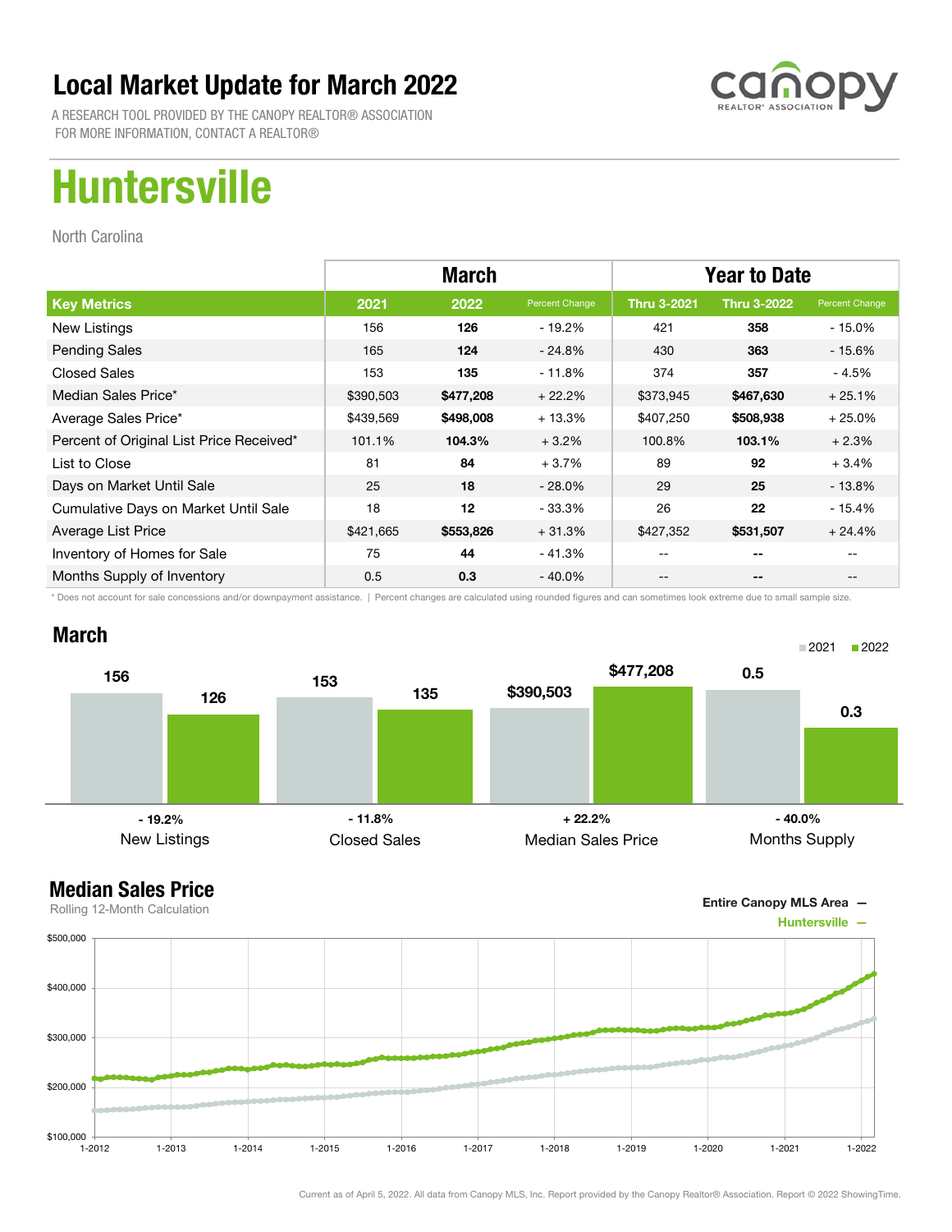# Local Market Update for March 2022

A RESEARCH TOOL PROVIDED BY THE CANOPY REALTOR® ASSOCIATION
FOR MORE INFORMATION, CONTACT A REALTOR®

# Huntersville

North Carolina

| | March | | | Year to Date | | |
|---|---|---|---|---|---|---|
| **Key Metrics** | **2021** | **2022** | **Percent Change** | **Thru 3-2021** | **Thru 3-2022** | **Percent Change** |
| New Listings | 156 | **126** | - 19.2% | 421 | **358** | - 15.0% |
| Pending Sales | 165 | **124** | - 24.8% | 430 | **363** | - 15.6% |
| Closed Sales | 153 | **135** | - 11.8% | 374 | **357** | - 4.5% |
| Median Sales Price* | $390,503 | **$477,208** | + 22.2% | $373,945 | **$467,630** | + 25.1% |
| Average Sales Price* | $439,569 | **$498,008** | + 13.3% | $407,250 | **$508,938** | + 25.0% |
| Percent of Original List Price Received* | 101.1% | **104.3%** | + 3.2% | 100.8% | **103.1%** | + 2.3% |
| List to Close | 81 | **84** | + 3.7% | 89 | **92** | + 3.4% |
| Days on Market Until Sale | 25 | **18** | - 28.0% | 29 | **25** | - 13.8% |
| Cumulative Days on Market Until Sale | 18 | **12** | - 33.3% | 26 | **22** | - 15.4% |
| Average List Price | $421,665 | **$553,826** | + 31.3% | $427,352 | **$531,507** | + 24.4% |
| Inventory of Homes for Sale | 75 | **44** | - 41.3% | -- | **--** | -- |
| Months Supply of Inventory | 0.5 | **0.3** | - 40.0% | -- | **--** | -- |

\* Does not account for sale concessions and/or downpayment assistance. | Percent changes are calculated using rounded figures and can sometimes look extreme due to small sample size.

## March

| | 2021 | 2022 | Change |
|---|---|---|---|
| New Listings | 156 | 126 | - 19.2% |
| Closed Sales | 153 | 135 | - 11.8% |
| Median Sales Price | $390,503 | $477,208 | + 22.2% |
| Months Supply | 0.5 | 0.3 | - 40.0% |

## Median Sales Price

Rolling 12-Month Calculation

Entire Canopy MLS Area —
Huntersville —

Current as of April 5, 2022. All data from Canopy MLS, Inc. Report provided by the Canopy Realtor® Association. Report © 2022 ShowingTime.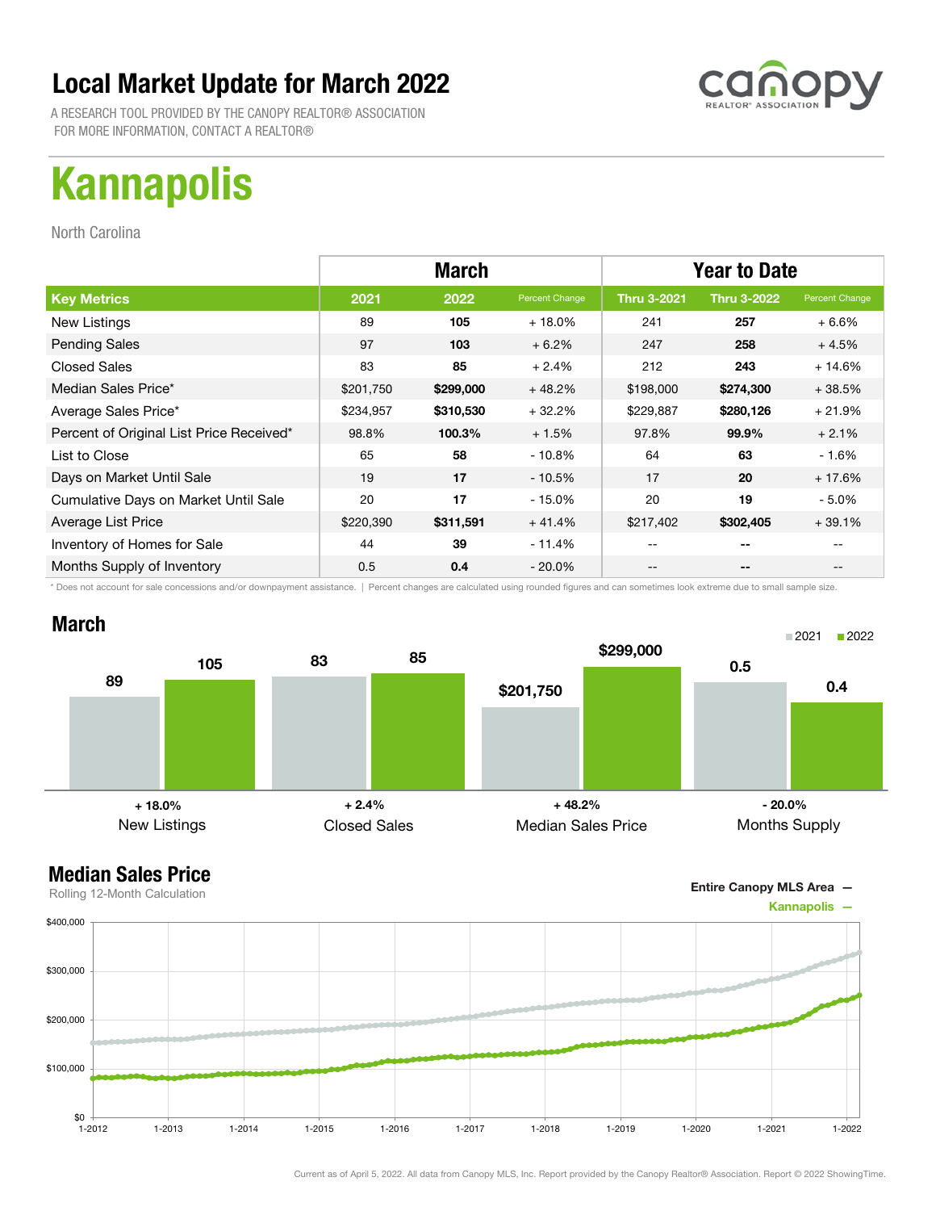# Local Market Update for March 2022

A RESEARCH TOOL PROVIDED BY THE CANOPY REALTOR® ASSOCIATION
FOR MORE INFORMATION, CONTACT A REALTOR®

# Kannapolis

North Carolina

| | March | | | Year to Date | | |
|---|---|---|---|---|---|---|
| **Key Metrics** | **2021** | **2022** | **Percent Change** | **Thru 3-2021** | **Thru 3-2022** | **Percent Change** |
| New Listings | 89 | **105** | + 18.0% | 241 | **257** | + 6.6% |
| Pending Sales | 97 | **103** | + 6.2% | 247 | **258** | + 4.5% |
| Closed Sales | 83 | **85** | + 2.4% | 212 | **243** | + 14.6% |
| Median Sales Price* | $201,750 | **$299,000** | + 48.2% | $198,000 | **$274,300** | + 38.5% |
| Average Sales Price* | $234,957 | **$310,530** | + 32.2% | $229,887 | **$280,126** | + 21.9% |
| Percent of Original List Price Received* | 98.8% | **100.3%** | + 1.5% | 97.8% | **99.9%** | + 2.1% |
| List to Close | 65 | **58** | - 10.8% | 64 | **63** | - 1.6% |
| Days on Market Until Sale | 19 | **17** | - 10.5% | 17 | **20** | + 17.6% |
| Cumulative Days on Market Until Sale | 20 | **17** | - 15.0% | 20 | **19** | - 5.0% |
| Average List Price | $220,390 | **$311,591** | + 41.4% | $217,402 | **$302,405** | + 39.1% |
| Inventory of Homes for Sale | 44 | **39** | - 11.4% | -- | **--** | -- |
| Months Supply of Inventory | 0.5 | **0.4** | - 20.0% | -- | **--** | -- |

\* Does not account for sale concessions and/or downpayment assistance. | Percent changes are calculated using rounded figures and can sometimes look extreme due to small sample size.

## March

| | 2021 | 2022 | Change |
|---|---|---|---|
| New Listings | 89 | 105 | + 18.0% |
| Closed Sales | 83 | 85 | + 2.4% |
| Median Sales Price | $201,750 | $299,000 | + 48.2% |
| Months Supply | 0.5 | 0.4 | - 20.0% |

## Median Sales Price

Rolling 12-Month Calculation

Entire Canopy MLS Area —
Kannapolis —

Current as of April 5, 2022. All data from Canopy MLS, Inc. Report provided by the Canopy Realtor® Association. Report © 2022 ShowingTime.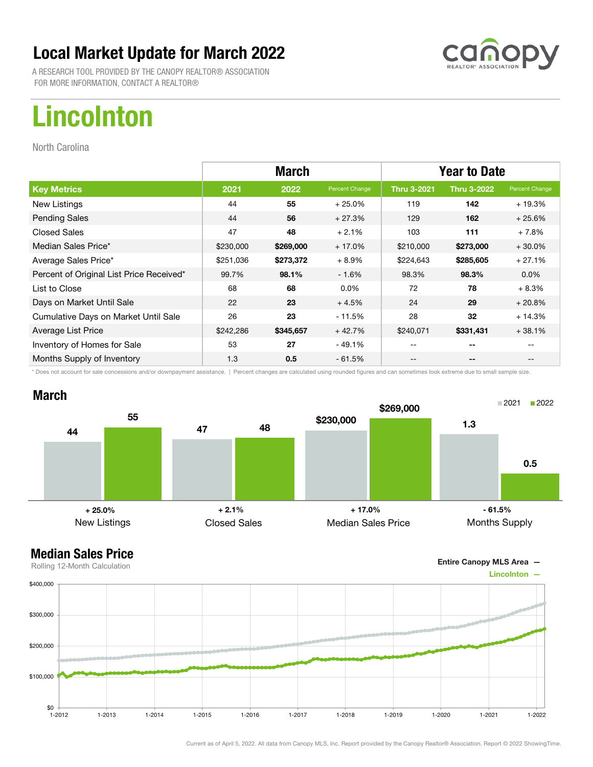# Local Market Update for March 2022

A RESEARCH TOOL PROVIDED BY THE CANOPY REALTOR® ASSOCIATION
FOR MORE INFORMATION, CONTACT A REALTOR®

# Lincolnton

North Carolina

| | March | | | Year to Date | | |
|---|---|---|---|---|---|---|
| **Key Metrics** | **2021** | **2022** | **Percent Change** | **Thru 3-2021** | **Thru 3-2022** | **Percent Change** |
| New Listings | 44 | **55** | + 25.0% | 119 | **142** | + 19.3% |
| Pending Sales | 44 | **56** | + 27.3% | 129 | **162** | + 25.6% |
| Closed Sales | 47 | **48** | + 2.1% | 103 | **111** | + 7.8% |
| Median Sales Price* | $230,000 | **$269,000** | + 17.0% | $210,000 | **$273,000** | + 30.0% |
| Average Sales Price* | $251,036 | **$273,372** | + 8.9% | $224,643 | **$285,605** | + 27.1% |
| Percent of Original List Price Received* | 99.7% | **98.1%** | - 1.6% | 98.3% | **98.3%** | 0.0% |
| List to Close | 68 | **68** | 0.0% | 72 | **78** | + 8.3% |
| Days on Market Until Sale | 22 | **23** | + 4.5% | 24 | **29** | + 20.8% |
| Cumulative Days on Market Until Sale | 26 | **23** | - 11.5% | 28 | **32** | + 14.3% |
| Average List Price | $242,286 | **$345,657** | + 42.7% | $240,071 | **$331,431** | + 38.1% |
| Inventory of Homes for Sale | 53 | **27** | - 49.1% | -- | **--** | -- |
| Months Supply of Inventory | 1.3 | **0.5** | - 61.5% | -- | **--** | -- |

\* Does not account for sale concessions and/or downpayment assistance. | Percent changes are calculated using rounded figures and can sometimes look extreme due to small sample size.

## March

| | 2021 | 2022 | Change |
|---|---|---|---|
| New Listings | 44 | 55 | + 25.0% |
| Closed Sales | 47 | 48 | + 2.1% |
| Median Sales Price | $230,000 | $269,000 | + 17.0% |
| Months Supply | 1.3 | 0.5 | - 61.5% |

## Median Sales Price

Rolling 12-Month Calculation

Entire Canopy MLS Area —
Lincolnton —

Current as of April 5, 2022. All data from Canopy MLS, Inc. Report provided by the Canopy Realtor® Association. Report © 2022 ShowingTime.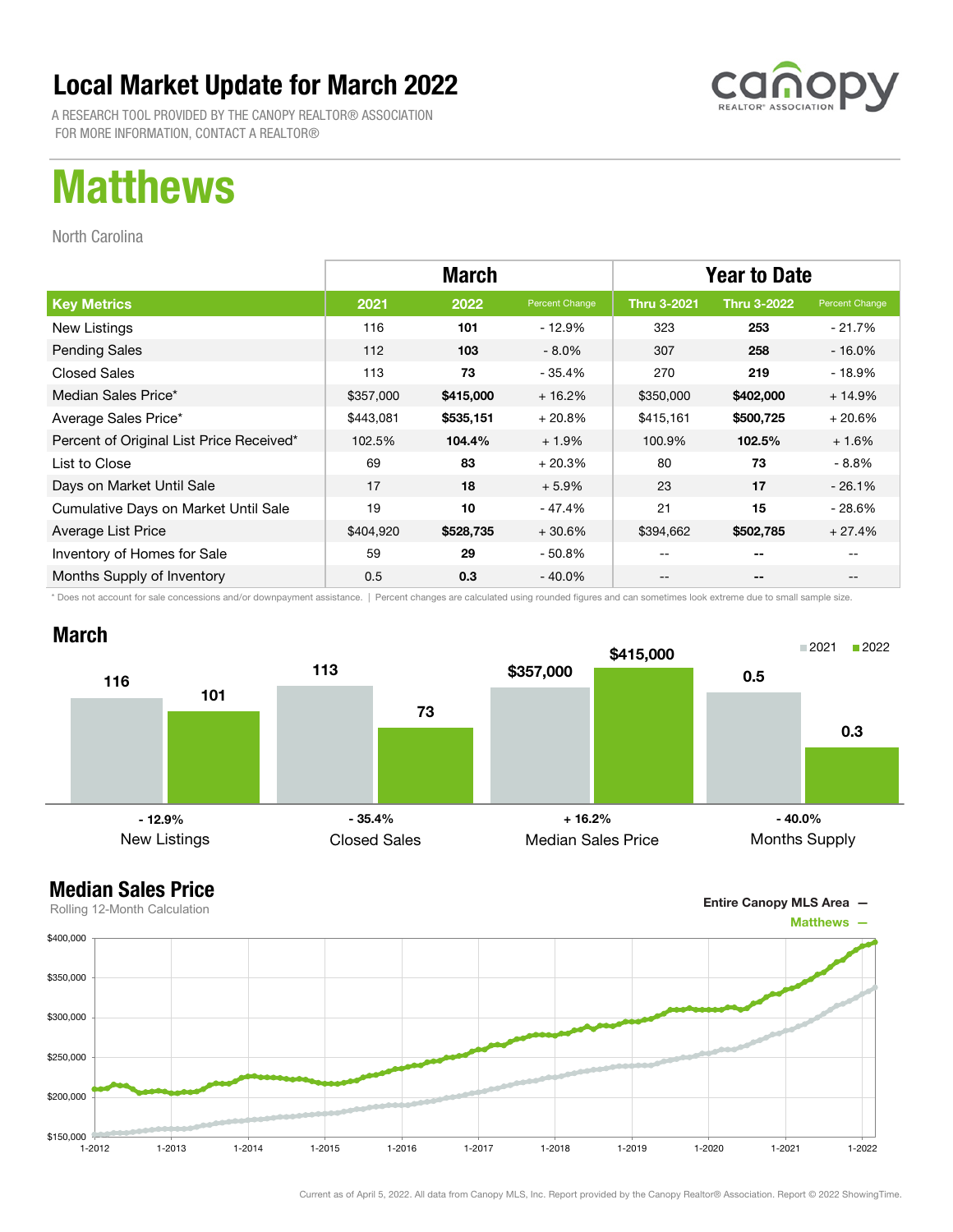# Local Market Update for March 2022

A RESEARCH TOOL PROVIDED BY THE CANOPY REALTOR® ASSOCIATION
FOR MORE INFORMATION, CONTACT A REALTOR®

# Matthews

North Carolina

| | March | | | Year to Date | | |
|---|---|---|---|---|---|---|
| **Key Metrics** | **2021** | **2022** | **Percent Change** | **Thru 3-2021** | **Thru 3-2022** | **Percent Change** |
| New Listings | 116 | **101** | - 12.9% | 323 | **253** | - 21.7% |
| Pending Sales | 112 | **103** | - 8.0% | 307 | **258** | - 16.0% |
| Closed Sales | 113 | **73** | - 35.4% | 270 | **219** | - 18.9% |
| Median Sales Price* | $357,000 | **$415,000** | + 16.2% | $350,000 | **$402,000** | + 14.9% |
| Average Sales Price* | $443,081 | **$535,151** | + 20.8% | $415,161 | **$500,725** | + 20.6% |
| Percent of Original List Price Received* | 102.5% | **104.4%** | + 1.9% | 100.9% | **102.5%** | + 1.6% |
| List to Close | 69 | **83** | + 20.3% | 80 | **73** | - 8.8% |
| Days on Market Until Sale | 17 | **18** | + 5.9% | 23 | **17** | - 26.1% |
| Cumulative Days on Market Until Sale | 19 | **10** | - 47.4% | 21 | **15** | - 28.6% |
| Average List Price | $404,920 | **$528,735** | + 30.6% | $394,662 | **$502,785** | + 27.4% |
| Inventory of Homes for Sale | 59 | **29** | - 50.8% | -- | **--** | -- |
| Months Supply of Inventory | 0.5 | **0.3** | - 40.0% | -- | **--** | -- |

* Does not account for sale concessions and/or downpayment assistance. | Percent changes are calculated using rounded figures and can sometimes look extreme due to small sample size.

## March

| | 2021 | 2022 | Percent Change |
|---|---|---|---|
| New Listings | 116 | 101 | - 12.9% |
| Closed Sales | 113 | 73 | - 35.4% |
| Median Sales Price | $357,000 | $415,000 | + 16.2% |
| Months Supply | 0.5 | 0.3 | - 40.0% |

## Median Sales Price

Rolling 12-Month Calculation

Entire Canopy MLS Area —
Matthews —

Current as of April 5, 2022. All data from Canopy MLS, Inc. Report provided by the Canopy Realtor® Association. Report © 2022 ShowingTime.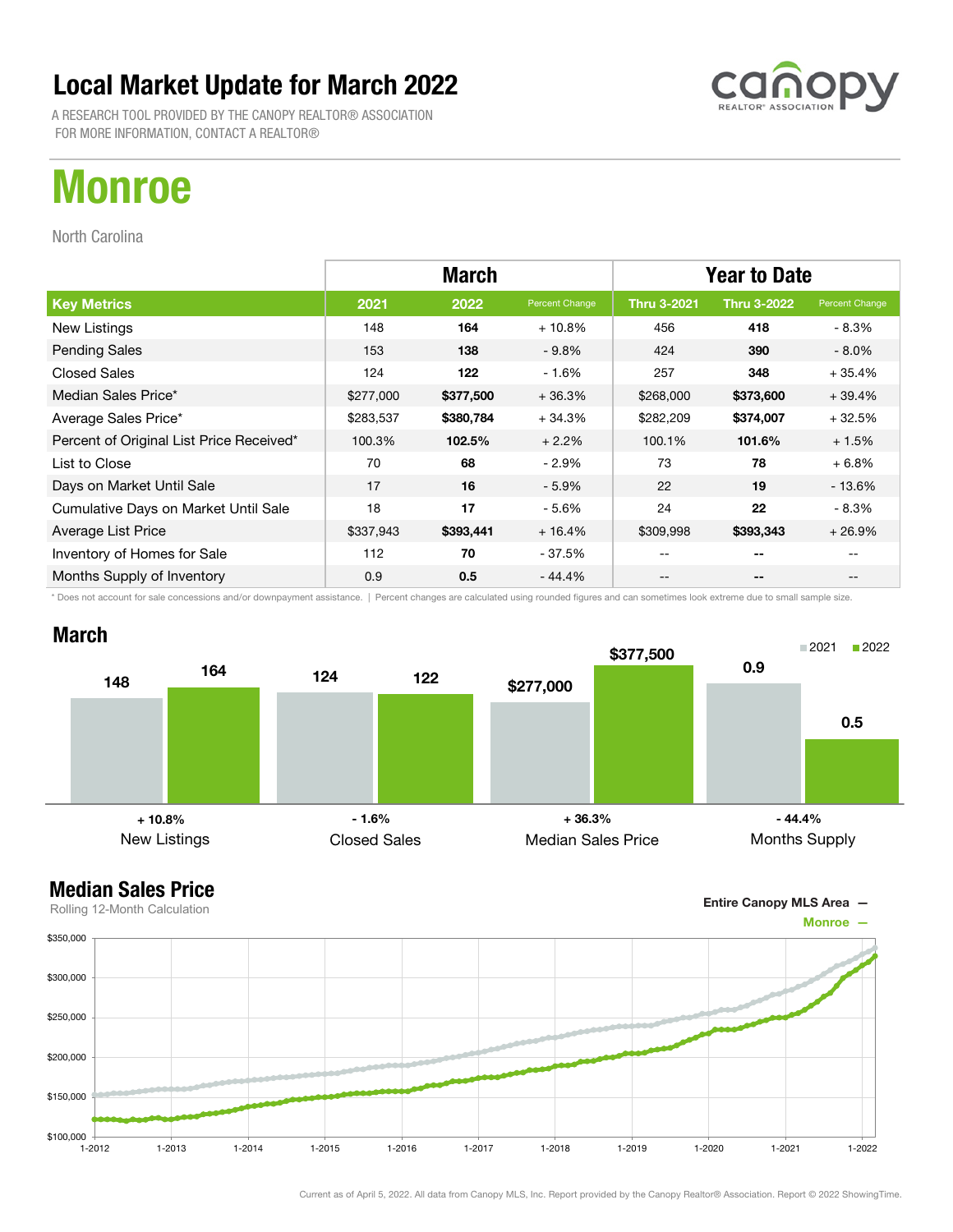# Local Market Update for March 2022

A RESEARCH TOOL PROVIDED BY THE CANOPY REALTOR® ASSOCIATION
FOR MORE INFORMATION, CONTACT A REALTOR®

# Monroe

North Carolina

| | March | | | Year to Date | | |
|---|---|---|---|---|---|---|
| **Key Metrics** | **2021** | **2022** | **Percent Change** | **Thru 3-2021** | **Thru 3-2022** | **Percent Change** |
| New Listings | 148 | **164** | + 10.8% | 456 | **418** | - 8.3% |
| Pending Sales | 153 | **138** | - 9.8% | 424 | **390** | - 8.0% |
| Closed Sales | 124 | **122** | - 1.6% | 257 | **348** | + 35.4% |
| Median Sales Price* | $277,000 | **$377,500** | + 36.3% | $268,000 | **$373,600** | + 39.4% |
| Average Sales Price* | $283,537 | **$380,784** | + 34.3% | $282,209 | **$374,007** | + 32.5% |
| Percent of Original List Price Received* | 100.3% | **102.5%** | + 2.2% | 100.1% | **101.6%** | + 1.5% |
| List to Close | 70 | **68** | - 2.9% | 73 | **78** | + 6.8% |
| Days on Market Until Sale | 17 | **16** | - 5.9% | 22 | **19** | - 13.6% |
| Cumulative Days on Market Until Sale | 18 | **17** | - 5.6% | 24 | **22** | - 8.3% |
| Average List Price | $337,943 | **$393,441** | + 16.4% | $309,998 | **$393,343** | + 26.9% |
| Inventory of Homes for Sale | 112 | **70** | - 37.5% | -- | **--** | -- |
| Months Supply of Inventory | 0.9 | **0.5** | - 44.4% | -- | **--** | -- |

\* Does not account for sale concessions and/or downpayment assistance. | Percent changes are calculated using rounded figures and can sometimes look extreme due to small sample size.

## March

| | 2021 | 2022 | Change |
|---|---|---|---|
| New Listings | 148 | 164 | + 10.8% |
| Closed Sales | 124 | 122 | - 1.6% |
| Median Sales Price | $277,000 | $377,500 | + 36.3% |
| Months Supply | 0.9 | 0.5 | - 44.4% |

## Median Sales Price

Rolling 12-Month Calculation

Entire Canopy MLS Area —
Monroe —

Current as of April 5, 2022. All data from Canopy MLS, Inc. Report provided by the Canopy Realtor® Association. Report © 2022 ShowingTime.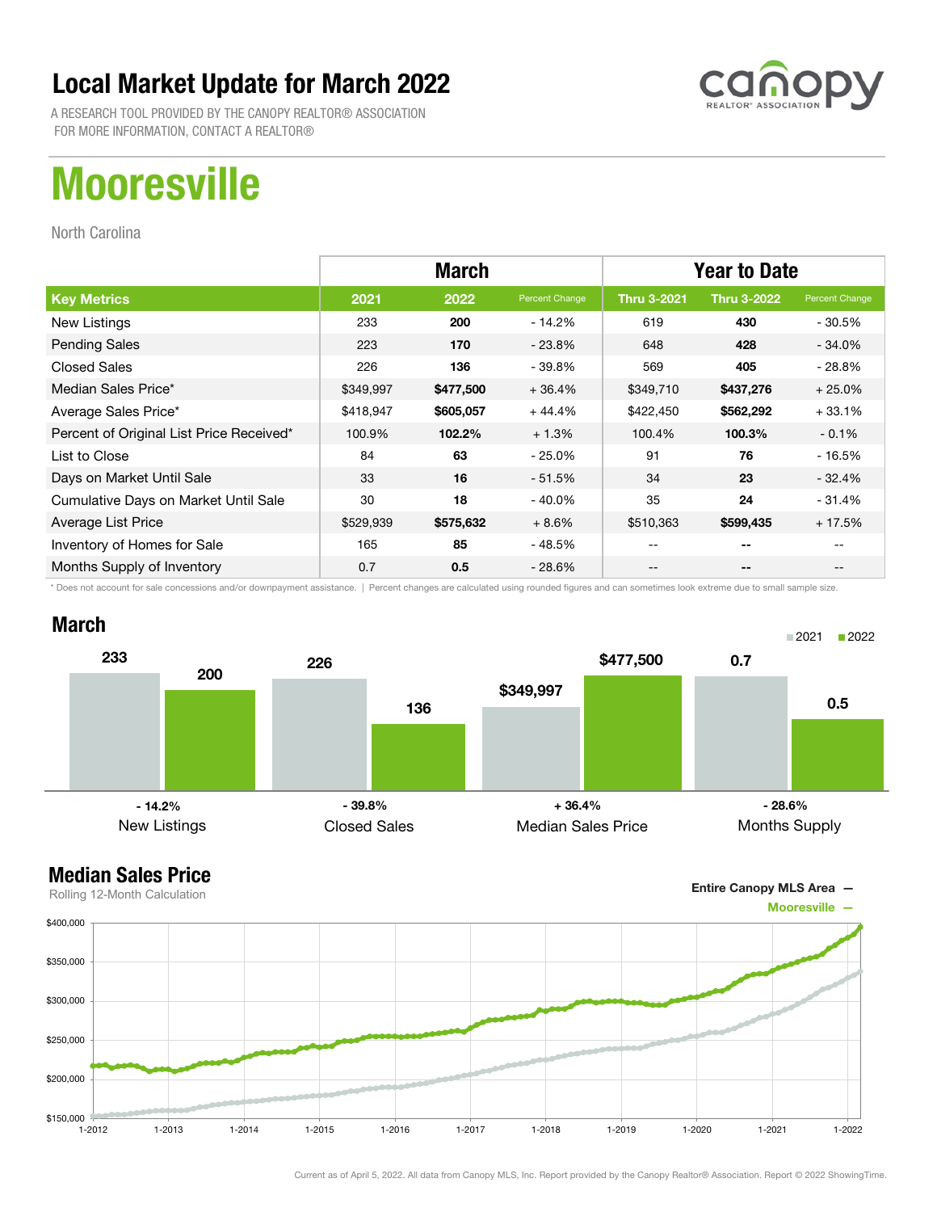# Local Market Update for March 2022

A RESEARCH TOOL PROVIDED BY THE CANOPY REALTOR® ASSOCIATION
FOR MORE INFORMATION, CONTACT A REALTOR®

# Mooresville

North Carolina

| | March | | | Year to Date | | |
|---|---|---|---|---|---|---|
| **Key Metrics** | **2021** | **2022** | **Percent Change** | **Thru 3-2021** | **Thru 3-2022** | **Percent Change** |
| New Listings | 233 | **200** | - 14.2% | 619 | **430** | - 30.5% |
| Pending Sales | 223 | **170** | - 23.8% | 648 | **428** | - 34.0% |
| Closed Sales | 226 | **136** | - 39.8% | 569 | **405** | - 28.8% |
| Median Sales Price* | $349,997 | **$477,500** | + 36.4% | $349,710 | **$437,276** | + 25.0% |
| Average Sales Price* | $418,947 | **$605,057** | + 44.4% | $422,450 | **$562,292** | + 33.1% |
| Percent of Original List Price Received* | 100.9% | **102.2%** | + 1.3% | 100.4% | **100.3%** | - 0.1% |
| List to Close | 84 | **63** | - 25.0% | 91 | **76** | - 16.5% |
| Days on Market Until Sale | 33 | **16** | - 51.5% | 34 | **23** | - 32.4% |
| Cumulative Days on Market Until Sale | 30 | **18** | - 40.0% | 35 | **24** | - 31.4% |
| Average List Price | $529,939 | **$575,632** | + 8.6% | $510,363 | **$599,435** | + 17.5% |
| Inventory of Homes for Sale | 165 | **85** | - 48.5% | -- | **--** | -- |
| Months Supply of Inventory | 0.7 | **0.5** | - 28.6% | -- | **--** | -- |

* Does not account for sale concessions and/or downpayment assistance. | Percent changes are calculated using rounded figures and can sometimes look extreme due to small sample size.

## March

| | 2021 | 2022 | Change |
|---|---|---|---|
| New Listings | 233 | 200 | - 14.2% |
| Closed Sales | 226 | 136 | - 39.8% |
| Median Sales Price | $349,997 | $477,500 | + 36.4% |
| Months Supply | 0.7 | 0.5 | - 28.6% |

## Median Sales Price

Rolling 12-Month Calculation

Entire Canopy MLS Area —
Mooresville —

Current as of April 5, 2022. All data from Canopy MLS, Inc. Report provided by the Canopy Realtor® Association. Report © 2022 ShowingTime.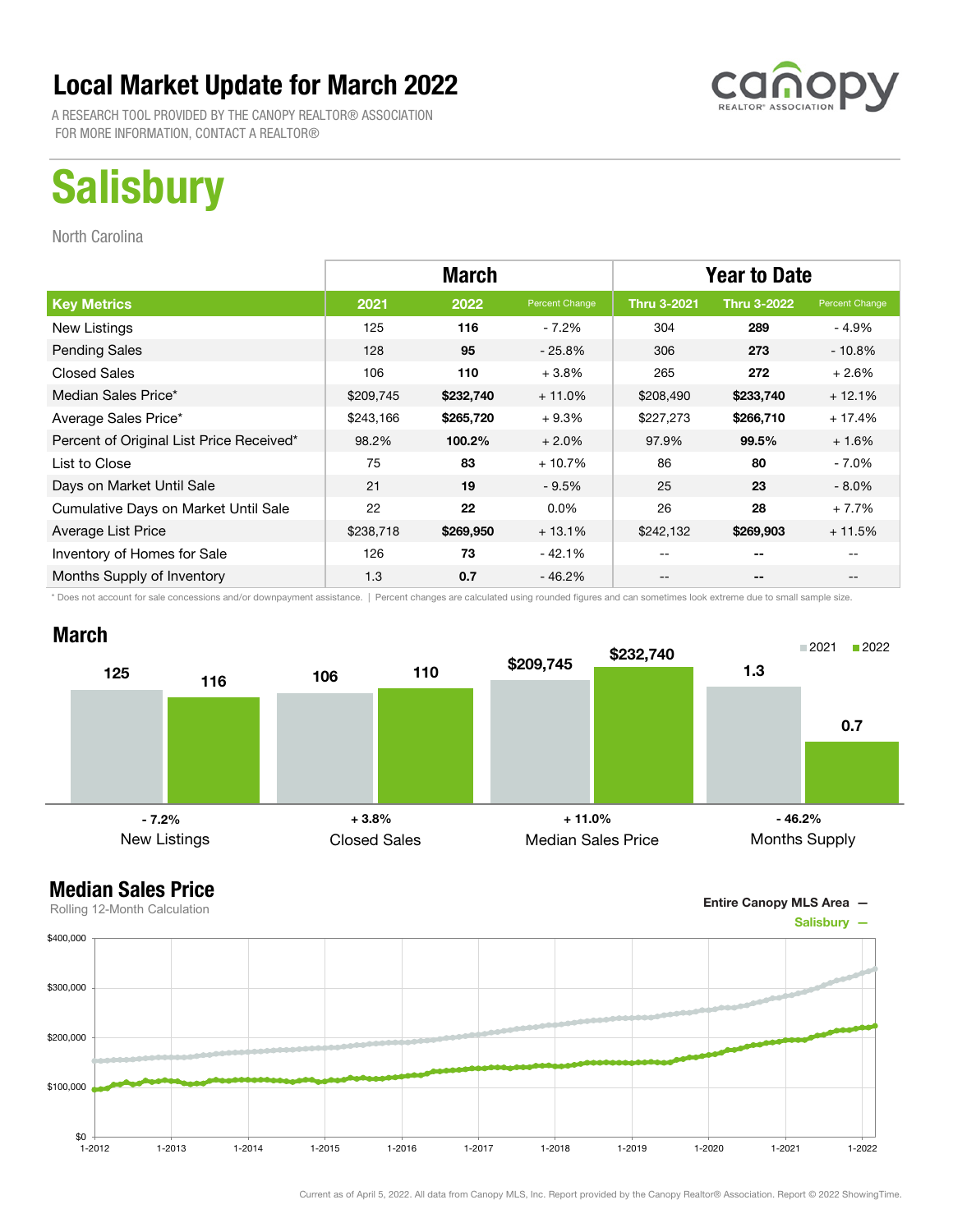# Local Market Update for March 2022

A RESEARCH TOOL PROVIDED BY THE CANOPY REALTOR® ASSOCIATION
FOR MORE INFORMATION, CONTACT A REALTOR®

# Salisbury

North Carolina

| | March | | | Year to Date | | |
|---|---|---|---|---|---|---|
| **Key Metrics** | **2021** | **2022** | **Percent Change** | **Thru 3-2021** | **Thru 3-2022** | **Percent Change** |
| New Listings | 125 | **116** | - 7.2% | 304 | **289** | - 4.9% |
| Pending Sales | 128 | **95** | - 25.8% | 306 | **273** | - 10.8% |
| Closed Sales | 106 | **110** | + 3.8% | 265 | **272** | + 2.6% |
| Median Sales Price* | $209,745 | **$232,740** | + 11.0% | $208,490 | **$233,740** | + 12.1% |
| Average Sales Price* | $243,166 | **$265,720** | + 9.3% | $227,273 | **$266,710** | + 17.4% |
| Percent of Original List Price Received* | 98.2% | **100.2%** | + 2.0% | 97.9% | **99.5%** | + 1.6% |
| List to Close | 75 | **83** | + 10.7% | 86 | **80** | - 7.0% |
| Days on Market Until Sale | 21 | **19** | - 9.5% | 25 | **23** | - 8.0% |
| Cumulative Days on Market Until Sale | 22 | **22** | 0.0% | 26 | **28** | + 7.7% |
| Average List Price | $238,718 | **$269,950** | + 13.1% | $242,132 | **$269,903** | + 11.5% |
| Inventory of Homes for Sale | 126 | **73** | - 42.1% | -- | **--** | -- |
| Months Supply of Inventory | 1.3 | **0.7** | - 46.2% | -- | **--** | -- |

\* Does not account for sale concessions and/or downpayment assistance. | Percent changes are calculated using rounded figures and can sometimes look extreme due to small sample size.

## March

| | 2021 | 2022 | Change |
|---|---|---|---|
| New Listings | 125 | 116 | - 7.2% |
| Closed Sales | 106 | 110 | + 3.8% |
| Median Sales Price | $209,745 | $232,740 | + 11.0% |
| Months Supply | 1.3 | 0.7 | - 46.2% |

## Median Sales Price

Rolling 12-Month Calculation

Entire Canopy MLS Area —
Salisbury —

Current as of April 5, 2022. All data from Canopy MLS, Inc. Report provided by the Canopy Realtor® Association. Report © 2022 ShowingTime.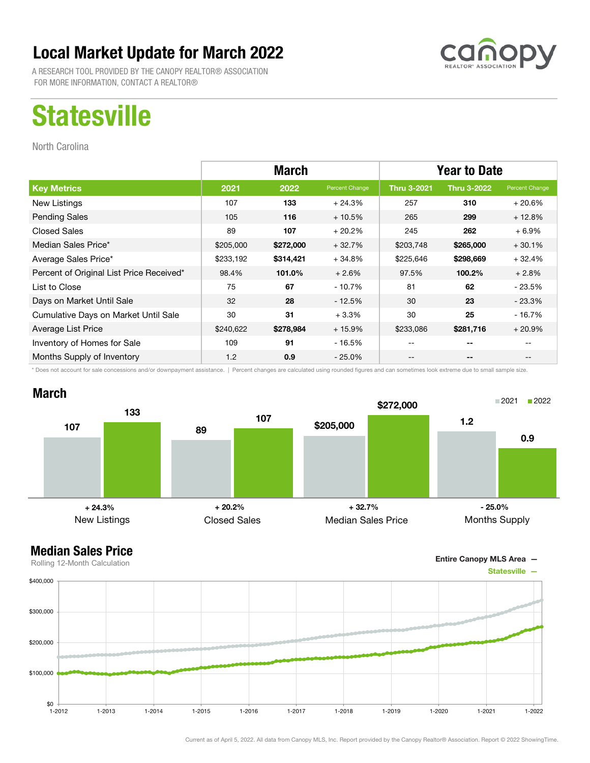# Local Market Update for March 2022

A RESEARCH TOOL PROVIDED BY THE CANOPY REALTOR® ASSOCIATION
FOR MORE INFORMATION, CONTACT A REALTOR®

# Statesville

North Carolina

| | March | | | Year to Date | | |
|---|---|---|---|---|---|---|
| **Key Metrics** | **2021** | **2022** | **Percent Change** | **Thru 3-2021** | **Thru 3-2022** | **Percent Change** |
| New Listings | 107 | **133** | + 24.3% | 257 | **310** | + 20.6% |
| Pending Sales | 105 | **116** | + 10.5% | 265 | **299** | + 12.8% |
| Closed Sales | 89 | **107** | + 20.2% | 245 | **262** | + 6.9% |
| Median Sales Price* | $205,000 | **$272,000** | + 32.7% | $203,748 | **$265,000** | + 30.1% |
| Average Sales Price* | $233,192 | **$314,421** | + 34.8% | $225,646 | **$298,669** | + 32.4% |
| Percent of Original List Price Received* | 98.4% | **101.0%** | + 2.6% | 97.5% | **100.2%** | + 2.8% |
| List to Close | 75 | **67** | - 10.7% | 81 | **62** | - 23.5% |
| Days on Market Until Sale | 32 | **28** | - 12.5% | 30 | **23** | - 23.3% |
| Cumulative Days on Market Until Sale | 30 | **31** | + 3.3% | 30 | **25** | - 16.7% |
| Average List Price | $240,622 | **$278,984** | + 15.9% | $233,086 | **$281,716** | + 20.9% |
| Inventory of Homes for Sale | 109 | **91** | - 16.5% | -- | **--** | -- |
| Months Supply of Inventory | 1.2 | **0.9** | - 25.0% | -- | **--** | -- |

* Does not account for sale concessions and/or downpayment assistance. | Percent changes are calculated using rounded figures and can sometimes look extreme due to small sample size.

## March

| | 2021 | 2022 | Change |
|---|---|---|---|
| New Listings | 107 | 133 | + 24.3% |
| Closed Sales | 89 | 107 | + 20.2% |
| Median Sales Price | $205,000 | $272,000 | + 32.7% |
| Months Supply | 1.2 | 0.9 | - 25.0% |

## Median Sales Price

Rolling 12-Month Calculation

Entire Canopy MLS Area —
Statesville —

Current as of April 5, 2022. All data from Canopy MLS, Inc. Report provided by the Canopy Realtor® Association. Report © 2022 ShowingTime.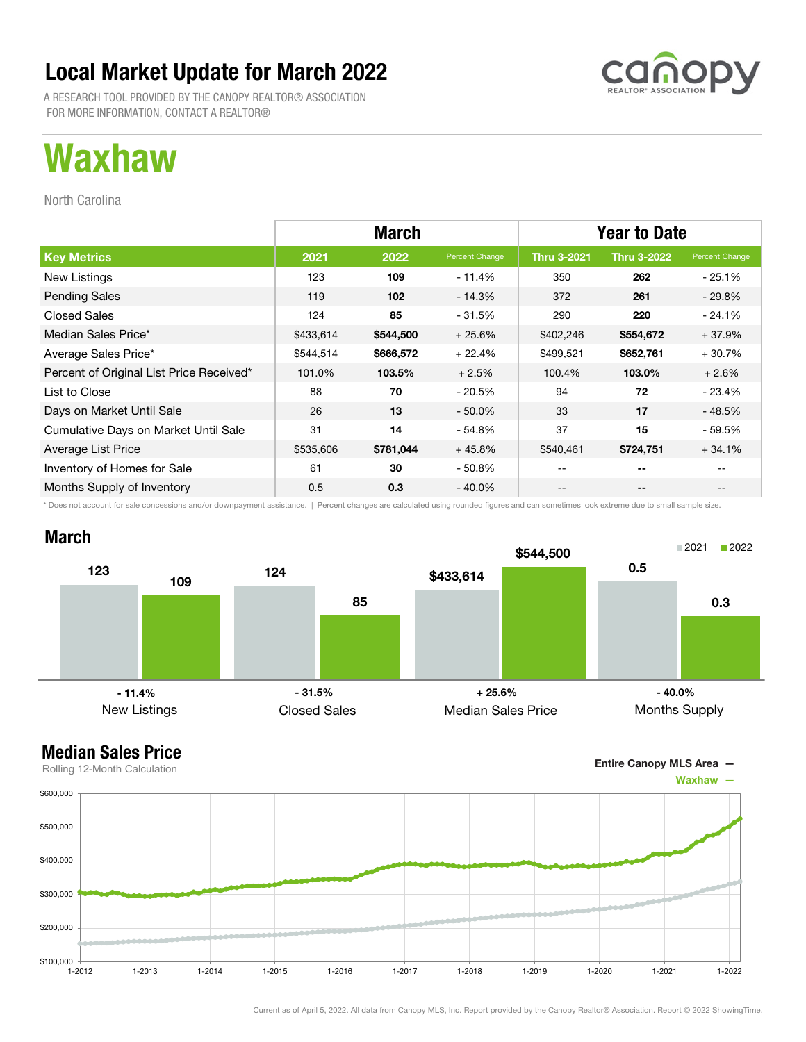# Local Market Update for March 2022

A RESEARCH TOOL PROVIDED BY THE CANOPY REALTOR® ASSOCIATION
FOR MORE INFORMATION, CONTACT A REALTOR®

# Waxhaw

North Carolina

| | March | | | Year to Date | | |
|---|---|---|---|---|---|---|
| **Key Metrics** | **2021** | **2022** | **Percent Change** | **Thru 3-2021** | **Thru 3-2022** | **Percent Change** |
| New Listings | 123 | **109** | - 11.4% | 350 | **262** | - 25.1% |
| Pending Sales | 119 | **102** | - 14.3% | 372 | **261** | - 29.8% |
| Closed Sales | 124 | **85** | - 31.5% | 290 | **220** | - 24.1% |
| Median Sales Price* | $433,614 | **$544,500** | + 25.6% | $402,246 | **$554,672** | + 37.9% |
| Average Sales Price* | $544,514 | **$666,572** | + 22.4% | $499,521 | **$652,761** | + 30.7% |
| Percent of Original List Price Received* | 101.0% | **103.5%** | + 2.5% | 100.4% | **103.0%** | + 2.6% |
| List to Close | 88 | **70** | - 20.5% | 94 | **72** | - 23.4% |
| Days on Market Until Sale | 26 | **13** | - 50.0% | 33 | **17** | - 48.5% |
| Cumulative Days on Market Until Sale | 31 | **14** | - 54.8% | 37 | **15** | - 59.5% |
| Average List Price | $535,606 | **$781,044** | + 45.8% | $540,461 | **$724,751** | + 34.1% |
| Inventory of Homes for Sale | 61 | **30** | - 50.8% | -- | **--** | -- |
| Months Supply of Inventory | 0.5 | **0.3** | - 40.0% | -- | **--** | -- |

\* Does not account for sale concessions and/or downpayment assistance. | Percent changes are calculated using rounded figures and can sometimes look extreme due to small sample size.

## March

| | 2021 | 2022 | Change |
|---|---|---|---|
| New Listings | 123 | 109 | - 11.4% |
| Closed Sales | 124 | 85 | - 31.5% |
| Median Sales Price | $433,614 | $544,500 | + 25.6% |
| Months Supply | 0.5 | 0.3 | - 40.0% |

## Median Sales Price

Rolling 12-Month Calculation

Entire Canopy MLS Area —
Waxhaw —

Current as of April 5, 2022. All data from Canopy MLS, Inc. Report provided by the Canopy Realtor® Association. Report © 2022 ShowingTime.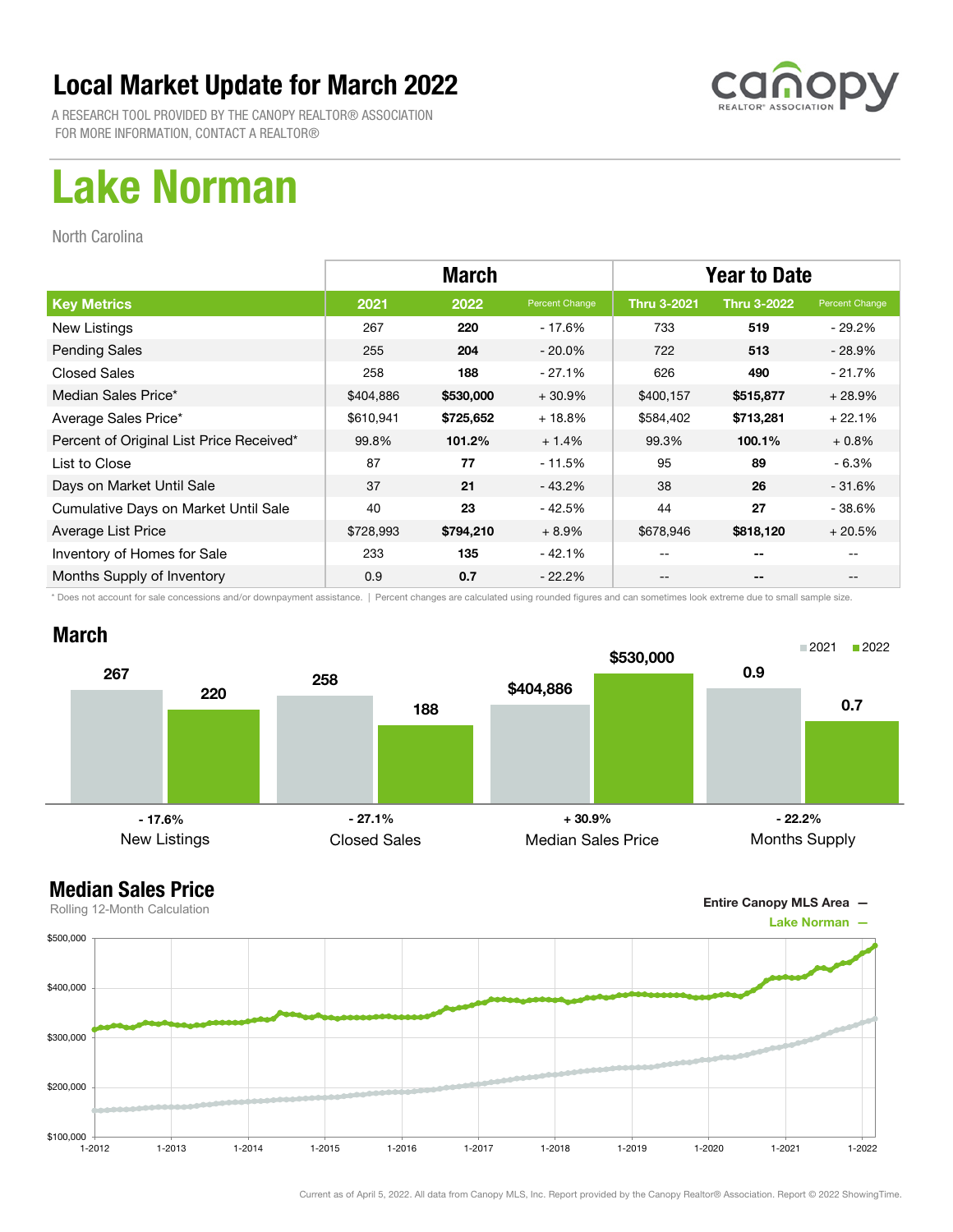# Local Market Update for March 2022

A RESEARCH TOOL PROVIDED BY THE CANOPY REALTOR® ASSOCIATION
FOR MORE INFORMATION, CONTACT A REALTOR®

# Lake Norman

North Carolina

| | March | | | Year to Date | | |
|---|---|---|---|---|---|---|
| **Key Metrics** | **2021** | **2022** | **Percent Change** | **Thru 3-2021** | **Thru 3-2022** | **Percent Change** |
| New Listings | 267 | **220** | - 17.6% | 733 | **519** | - 29.2% |
| Pending Sales | 255 | **204** | - 20.0% | 722 | **513** | - 28.9% |
| Closed Sales | 258 | **188** | - 27.1% | 626 | **490** | - 21.7% |
| Median Sales Price* | $404,886 | **$530,000** | + 30.9% | $400,157 | **$515,877** | + 28.9% |
| Average Sales Price* | $610,941 | **$725,652** | + 18.8% | $584,402 | **$713,281** | + 22.1% |
| Percent of Original List Price Received* | 99.8% | **101.2%** | + 1.4% | 99.3% | **100.1%** | + 0.8% |
| List to Close | 87 | **77** | - 11.5% | 95 | **89** | - 6.3% |
| Days on Market Until Sale | 37 | **21** | - 43.2% | 38 | **26** | - 31.6% |
| Cumulative Days on Market Until Sale | 40 | **23** | - 42.5% | 44 | **27** | - 38.6% |
| Average List Price | $728,993 | **$794,210** | + 8.9% | $678,946 | **$818,120** | + 20.5% |
| Inventory of Homes for Sale | 233 | **135** | - 42.1% | -- | **--** | -- |
| Months Supply of Inventory | 0.9 | **0.7** | - 22.2% | -- | **--** | -- |

\* Does not account for sale concessions and/or downpayment assistance. | Percent changes are calculated using rounded figures and can sometimes look extreme due to small sample size.

## March

| | 2021 | 2022 | Change |
|---|---|---|---|
| New Listings | 267 | 220 | - 17.6% |
| Closed Sales | 258 | 188 | - 27.1% |
| Median Sales Price | $404,886 | $530,000 | + 30.9% |
| Months Supply | 0.9 | 0.7 | - 22.2% |

## Median Sales Price

Rolling 12-Month Calculation

Entire Canopy MLS Area —
Lake Norman —

Current as of April 5, 2022. All data from Canopy MLS, Inc. Report provided by the Canopy Realtor® Association. Report © 2022 ShowingTime.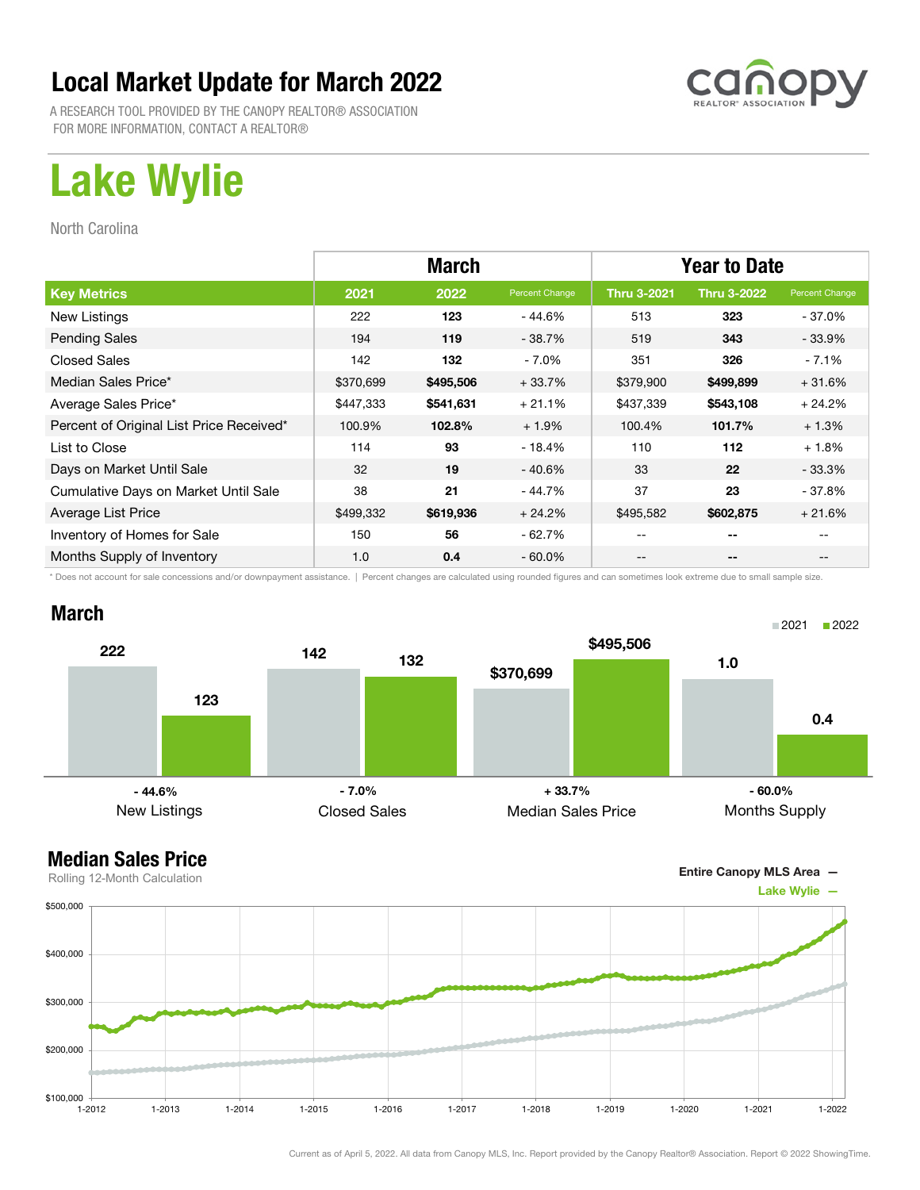# Local Market Update for March 2022

A RESEARCH TOOL PROVIDED BY THE CANOPY REALTOR® ASSOCIATION
FOR MORE INFORMATION, CONTACT A REALTOR®

# Lake Wylie

North Carolina

| | March | | | Year to Date | | |
|---|---|---|---|---|---|---|
| **Key Metrics** | **2021** | **2022** | **Percent Change** | **Thru 3-2021** | **Thru 3-2022** | **Percent Change** |
| New Listings | 222 | **123** | - 44.6% | 513 | **323** | - 37.0% |
| Pending Sales | 194 | **119** | - 38.7% | 519 | **343** | - 33.9% |
| Closed Sales | 142 | **132** | - 7.0% | 351 | **326** | - 7.1% |
| Median Sales Price* | $370,699 | **$495,506** | + 33.7% | $379,900 | **$499,899** | + 31.6% |
| Average Sales Price* | $447,333 | **$541,631** | + 21.1% | $437,339 | **$543,108** | + 24.2% |
| Percent of Original List Price Received* | 100.9% | **102.8%** | + 1.9% | 100.4% | **101.7%** | + 1.3% |
| List to Close | 114 | **93** | - 18.4% | 110 | **112** | + 1.8% |
| Days on Market Until Sale | 32 | **19** | - 40.6% | 33 | **22** | - 33.3% |
| Cumulative Days on Market Until Sale | 38 | **21** | - 44.7% | 37 | **23** | - 37.8% |
| Average List Price | $499,332 | **$619,936** | + 24.2% | $495,582 | **$602,875** | + 21.6% |
| Inventory of Homes for Sale | 150 | **56** | - 62.7% | -- | **--** | -- |
| Months Supply of Inventory | 1.0 | **0.4** | - 60.0% | -- | **--** | -- |

* Does not account for sale concessions and/or downpayment assistance. | Percent changes are calculated using rounded figures and can sometimes look extreme due to small sample size.

## March

| | 2021 | 2022 | Percent Change |
|---|---|---|---|
| New Listings | 222 | 123 | - 44.6% |
| Closed Sales | 142 | 132 | - 7.0% |
| Median Sales Price | $370,699 | $495,506 | + 33.7% |
| Months Supply | 1.0 | 0.4 | - 60.0% |

## Median Sales Price

Rolling 12-Month Calculation

Entire Canopy MLS Area —
Lake Wylie —

Current as of April 5, 2022. All data from Canopy MLS, Inc. Report provided by the Canopy Realtor® Association. Report © 2022 ShowingTime.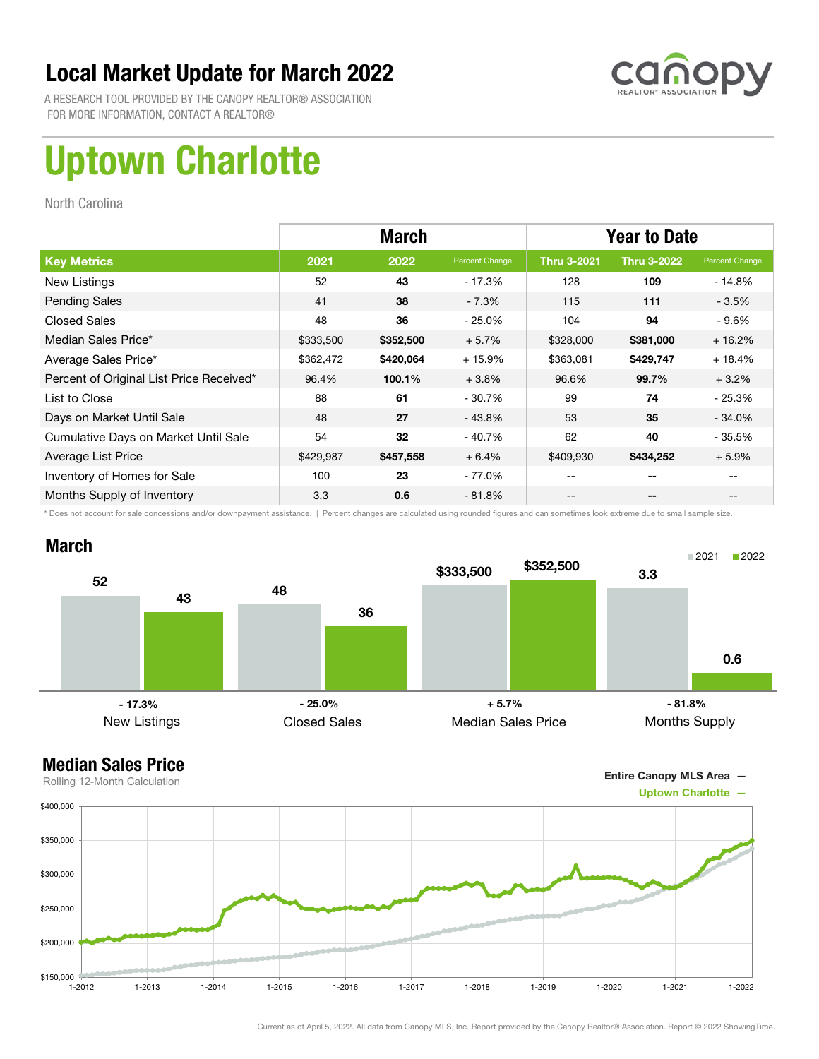# Local Market Update for March 2022

A RESEARCH TOOL PROVIDED BY THE CANOPY REALTOR® ASSOCIATION
FOR MORE INFORMATION, CONTACT A REALTOR®

# Uptown Charlotte

North Carolina

| | March | | | Year to Date | | |
|---|---|---|---|---|---|---|
| Key Metrics | 2021 | 2022 | Percent Change | Thru 3-2021 | Thru 3-2022 | Percent Change |
| New Listings | 52 | **43** | - 17.3% | 128 | **109** | - 14.8% |
| Pending Sales | 41 | **38** | - 7.3% | 115 | **111** | - 3.5% |
| Closed Sales | 48 | **36** | - 25.0% | 104 | **94** | - 9.6% |
| Median Sales Price* | $333,500 | **$352,500** | + 5.7% | $328,000 | **$381,000** | + 16.2% |
| Average Sales Price* | $362,472 | **$420,064** | + 15.9% | $363,081 | **$429,747** | + 18.4% |
| Percent of Original List Price Received* | 96.4% | **100.1%** | + 3.8% | 96.6% | **99.7%** | + 3.2% |
| List to Close | 88 | **61** | - 30.7% | 99 | **74** | - 25.3% |
| Days on Market Until Sale | 48 | **27** | - 43.8% | 53 | **35** | - 34.0% |
| Cumulative Days on Market Until Sale | 54 | **32** | - 40.7% | 62 | **40** | - 35.5% |
| Average List Price | $429,987 | **$457,558** | + 6.4% | $409,930 | **$434,252** | + 5.9% |
| Inventory of Homes for Sale | 100 | **23** | - 77.0% | -- | **--** | -- |
| Months Supply of Inventory | 3.3 | **0.6** | - 81.8% | -- | **--** | -- |

* Does not account for sale concessions and/or downpayment assistance. | Percent changes are calculated using rounded figures and can sometimes look extreme due to small sample size.

## March

| | 2021 | 2022 | Percent Change |
|---|---|---|---|
| New Listings | 52 | 43 | - 17.3% |
| Closed Sales | 48 | 36 | - 25.0% |
| Median Sales Price | $333,500 | $352,500 | + 5.7% |
| Months Supply | 3.3 | 0.6 | - 81.8% |

## Median Sales Price

Rolling 12-Month Calculation

Entire Canopy MLS Area —
Uptown Charlotte —

Current as of April 5, 2022. All data from Canopy MLS, Inc. Report provided by the Canopy Realtor® Association. Report © 2022 ShowingTime.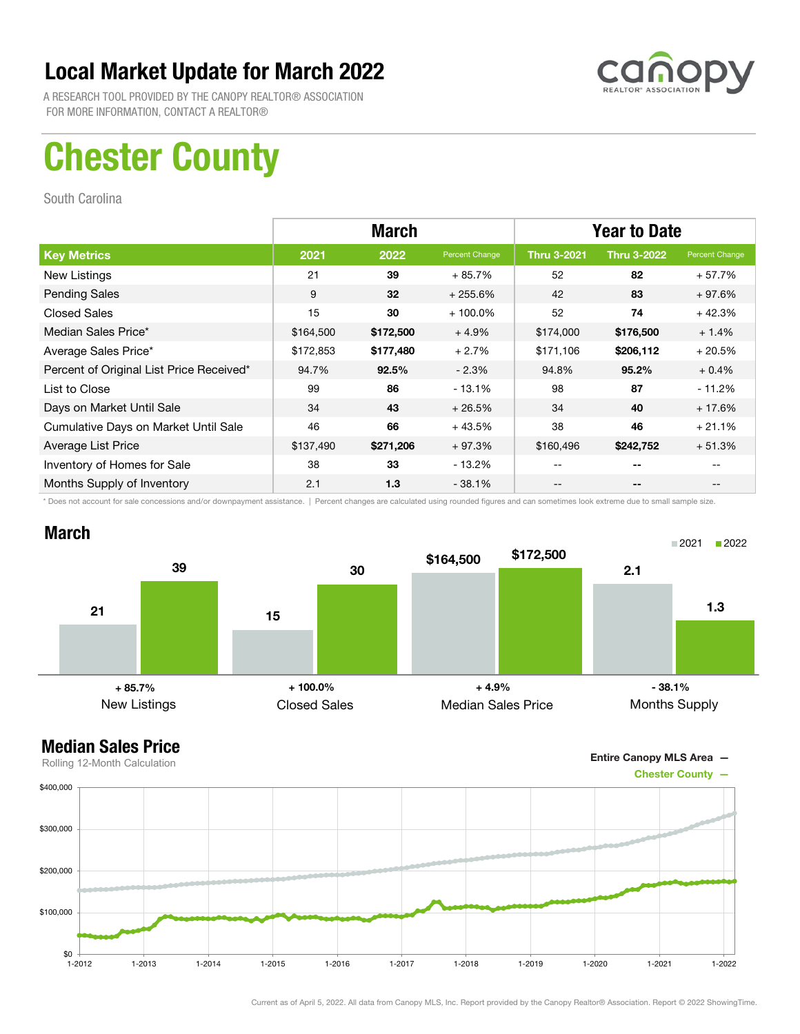# Local Market Update for March 2022

A RESEARCH TOOL PROVIDED BY THE CANOPY REALTOR® ASSOCIATION
FOR MORE INFORMATION, CONTACT A REALTOR®

# Chester County

South Carolina

| | March | | | Year to Date | | |
|---|---|---|---|---|---|---|
| **Key Metrics** | **2021** | **2022** | **Percent Change** | **Thru 3-2021** | **Thru 3-2022** | **Percent Change** |
| New Listings | 21 | **39** | + 85.7% | 52 | **82** | + 57.7% |
| Pending Sales | 9 | **32** | + 255.6% | 42 | **83** | + 97.6% |
| Closed Sales | 15 | **30** | + 100.0% | 52 | **74** | + 42.3% |
| Median Sales Price* | $164,500 | **$172,500** | + 4.9% | $174,000 | **$176,500** | + 1.4% |
| Average Sales Price* | $172,853 | **$177,480** | + 2.7% | $171,106 | **$206,112** | + 20.5% |
| Percent of Original List Price Received* | 94.7% | **92.5%** | - 2.3% | 94.8% | **95.2%** | + 0.4% |
| List to Close | 99 | **86** | - 13.1% | 98 | **87** | - 11.2% |
| Days on Market Until Sale | 34 | **43** | + 26.5% | 34 | **40** | + 17.6% |
| Cumulative Days on Market Until Sale | 46 | **66** | + 43.5% | 38 | **46** | + 21.1% |
| Average List Price | $137,490 | **$271,206** | + 97.3% | $160,496 | **$242,752** | + 51.3% |
| Inventory of Homes for Sale | 38 | **33** | - 13.2% | -- | -- | -- |
| Months Supply of Inventory | 2.1 | **1.3** | - 38.1% | -- | -- | -- |

\* Does not account for sale concessions and/or downpayment assistance. | Percent changes are calculated using rounded figures and can sometimes look extreme due to small sample size.

## March

| | 2021 | 2022 | Change |
|---|---|---|---|
| New Listings | 21 | 39 | + 85.7% |
| Closed Sales | 15 | 30 | + 100.0% |
| Median Sales Price | $164,500 | $172,500 | + 4.9% |
| Months Supply | 2.1 | 1.3 | - 38.1% |

## Median Sales Price

Rolling 12-Month Calculation

Entire Canopy MLS Area —
Chester County —

Current as of April 5, 2022. All data from Canopy MLS, Inc. Report provided by the Canopy Realtor® Association. Report © 2022 ShowingTime.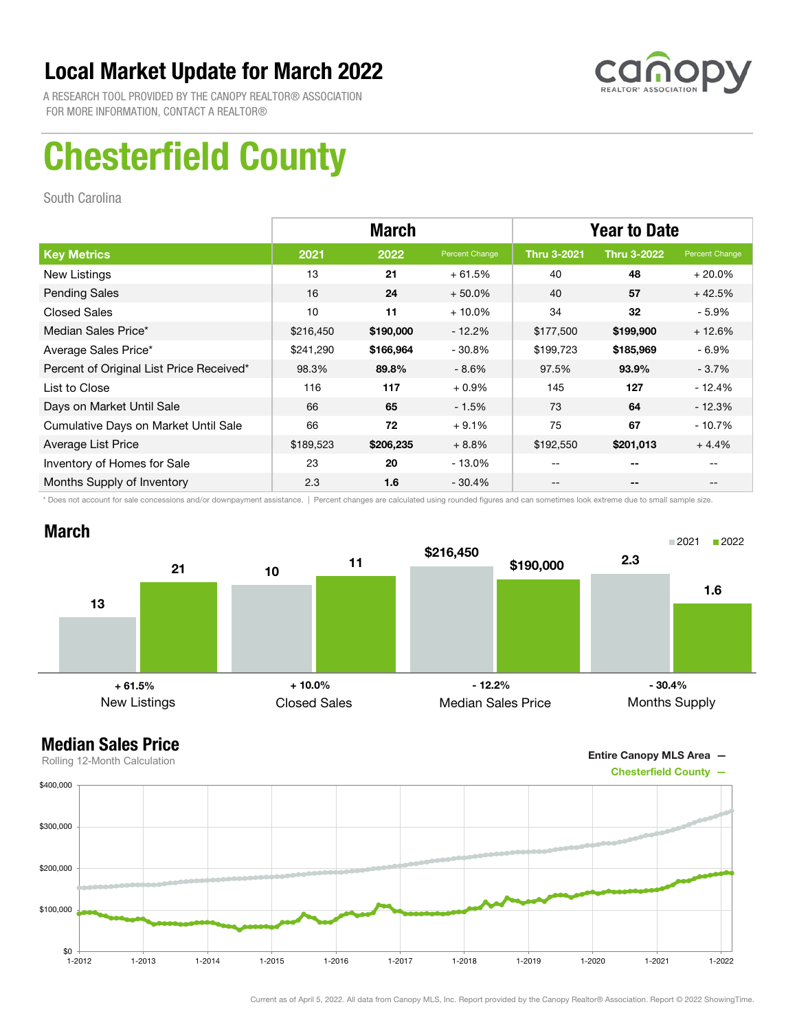# Local Market Update for March 2022

A RESEARCH TOOL PROVIDED BY THE CANOPY REALTOR® ASSOCIATION
FOR MORE INFORMATION, CONTACT A REALTOR®

# Chesterfield County

South Carolina

| | March | | | Year to Date | | |
|---|---|---|---|---|---|---|
| **Key Metrics** | **2021** | **2022** | **Percent Change** | **Thru 3-2021** | **Thru 3-2022** | **Percent Change** |
| New Listings | 13 | **21** | + 61.5% | 40 | **48** | + 20.0% |
| Pending Sales | 16 | **24** | + 50.0% | 40 | **57** | + 42.5% |
| Closed Sales | 10 | **11** | + 10.0% | 34 | **32** | - 5.9% |
| Median Sales Price* | $216,450 | **$190,000** | - 12.2% | $177,500 | **$199,900** | + 12.6% |
| Average Sales Price* | $241,290 | **$166,964** | - 30.8% | $199,723 | **$185,969** | - 6.9% |
| Percent of Original List Price Received* | 98.3% | **89.8%** | - 8.6% | 97.5% | **93.9%** | - 3.7% |
| List to Close | 116 | **117** | + 0.9% | 145 | **127** | - 12.4% |
| Days on Market Until Sale | 66 | **65** | - 1.5% | 73 | **64** | - 12.3% |
| Cumulative Days on Market Until Sale | 66 | **72** | + 9.1% | 75 | **67** | - 10.7% |
| Average List Price | $189,523 | **$206,235** | + 8.8% | $192,550 | **$201,013** | + 4.4% |
| Inventory of Homes for Sale | 23 | **20** | - 13.0% | -- | **--** | -- |
| Months Supply of Inventory | 2.3 | **1.6** | - 30.4% | -- | **--** | -- |

* Does not account for sale concessions and/or downpayment assistance. | Percent changes are calculated using rounded figures and can sometimes look extreme due to small sample size.

## March

| | 2021 | 2022 | Percent Change |
|---|---|---|---|
| New Listings | 13 | 21 | + 61.5% |
| Closed Sales | 10 | 11 | + 10.0% |
| Median Sales Price | $216,450 | $190,000 | - 12.2% |
| Months Supply | 2.3 | 1.6 | - 30.4% |

## Median Sales Price

Rolling 12-Month Calculation

Entire Canopy MLS Area —
Chesterfield County —

Current as of April 5, 2022. All data from Canopy MLS, Inc. Report provided by the Canopy Realtor® Association. Report © 2022 ShowingTime.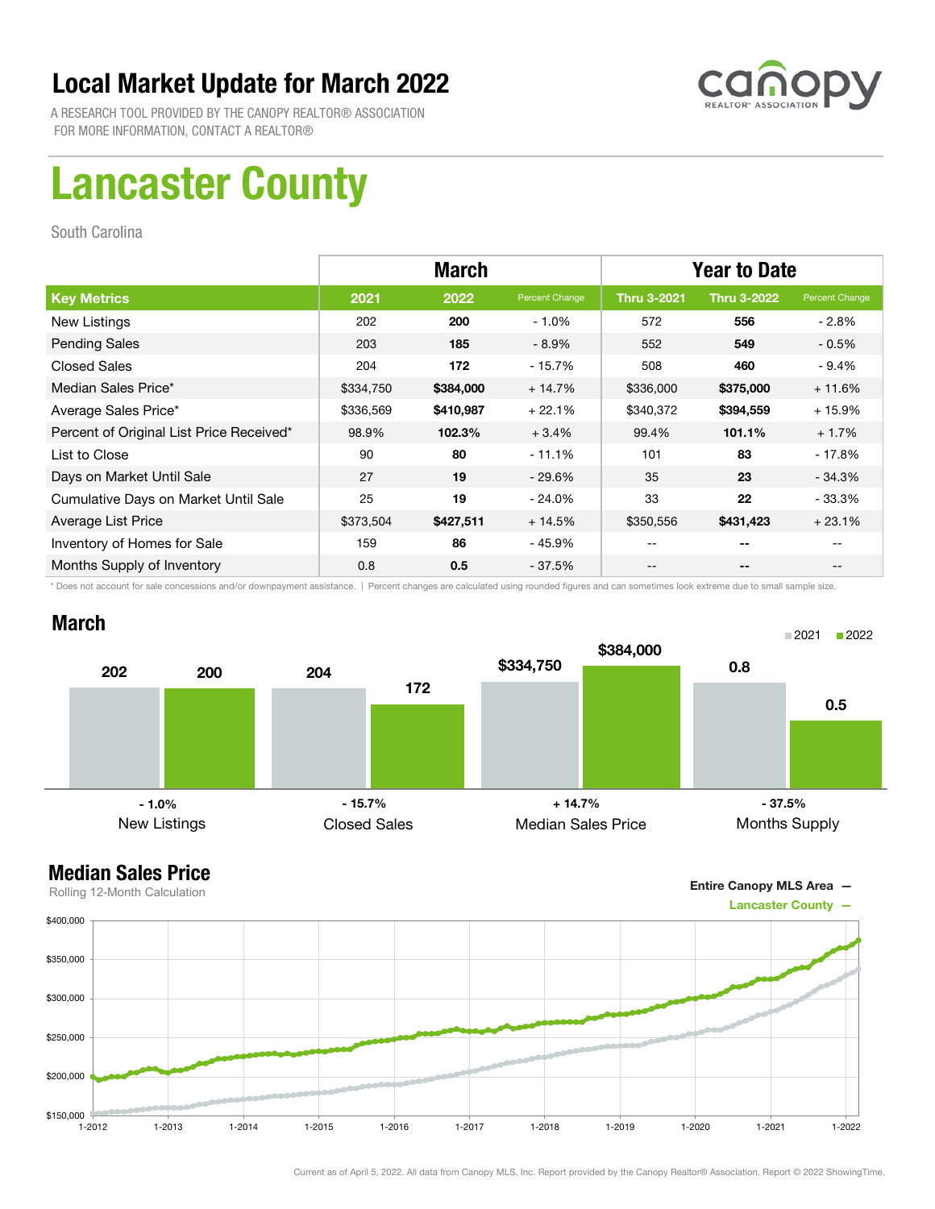# Local Market Update for March 2022

A RESEARCH TOOL PROVIDED BY THE CANOPY REALTOR® ASSOCIATION
FOR MORE INFORMATION, CONTACT A REALTOR®

# Lancaster County

South Carolina

| | March | | | Year to Date | | |
|---|---|---|---|---|---|---|
| **Key Metrics** | **2021** | **2022** | **Percent Change** | **Thru 3-2021** | **Thru 3-2022** | **Percent Change** |
| New Listings | 202 | **200** | - 1.0% | 572 | **556** | - 2.8% |
| Pending Sales | 203 | **185** | - 8.9% | 552 | **549** | - 0.5% |
| Closed Sales | 204 | **172** | - 15.7% | 508 | **460** | - 9.4% |
| Median Sales Price* | $334,750 | **$384,000** | + 14.7% | $336,000 | **$375,000** | + 11.6% |
| Average Sales Price* | $336,569 | **$410,987** | + 22.1% | $340,372 | **$394,559** | + 15.9% |
| Percent of Original List Price Received* | 98.9% | **102.3%** | + 3.4% | 99.4% | **101.1%** | + 1.7% |
| List to Close | 90 | **80** | - 11.1% | 101 | **83** | - 17.8% |
| Days on Market Until Sale | 27 | **19** | - 29.6% | 35 | **23** | - 34.3% |
| Cumulative Days on Market Until Sale | 25 | **19** | - 24.0% | 33 | **22** | - 33.3% |
| Average List Price | $373,504 | **$427,511** | + 14.5% | $350,556 | **$431,423** | + 23.1% |
| Inventory of Homes for Sale | 159 | **86** | - 45.9% | -- | -- | -- |
| Months Supply of Inventory | 0.8 | **0.5** | - 37.5% | -- | -- | -- |

\* Does not account for sale concessions and/or downpayment assistance. | Percent changes are calculated using rounded figures and can sometimes look extreme due to small sample size.

## March

| | 2021 | 2022 | Change |
|---|---|---|---|
| New Listings | 202 | 200 | - 1.0% |
| Closed Sales | 204 | 172 | - 15.7% |
| Median Sales Price | $334,750 | $384,000 | + 14.7% |
| Months Supply | 0.8 | 0.5 | - 37.5% |

## Median Sales Price

Rolling 12-Month Calculation

Entire Canopy MLS Area —
Lancaster County —

Current as of April 5, 2022. All data from Canopy MLS, Inc. Report provided by the Canopy Realtor® Association. Report © 2022 ShowingTime.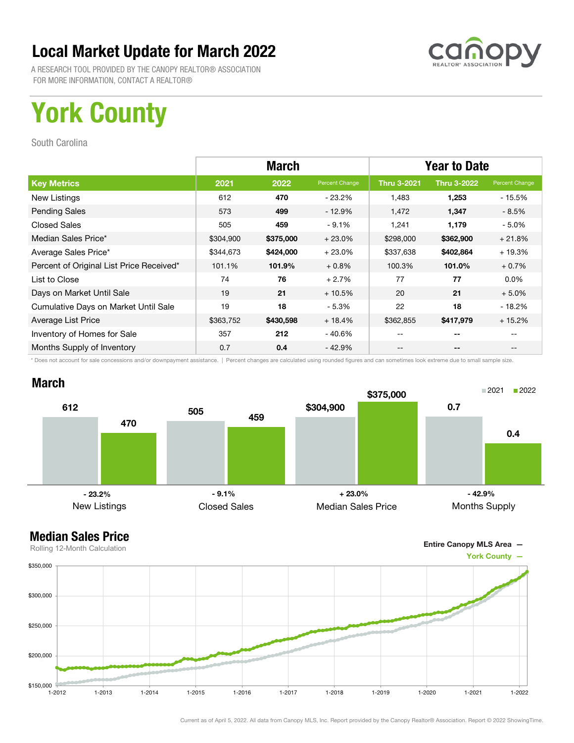# Local Market Update for March 2022

A RESEARCH TOOL PROVIDED BY THE CANOPY REALTOR® ASSOCIATION
FOR MORE INFORMATION, CONTACT A REALTOR®

# York County

South Carolina

| | March | | | Year to Date | | |
|---|---|---|---|---|---|---|
| **Key Metrics** | **2021** | **2022** | **Percent Change** | **Thru 3-2021** | **Thru 3-2022** | **Percent Change** |
| New Listings | 612 | **470** | - 23.2% | 1,483 | **1,253** | - 15.5% |
| Pending Sales | 573 | **499** | - 12.9% | 1,472 | **1,347** | - 8.5% |
| Closed Sales | 505 | **459** | - 9.1% | 1,241 | **1,179** | - 5.0% |
| Median Sales Price* | $304,900 | **$375,000** | + 23.0% | $298,000 | **$362,900** | + 21.8% |
| Average Sales Price* | $344,673 | **$424,000** | + 23.0% | $337,638 | **$402,864** | + 19.3% |
| Percent of Original List Price Received* | 101.1% | **101.9%** | + 0.8% | 100.3% | **101.0%** | + 0.7% |
| List to Close | 74 | **76** | + 2.7% | 77 | **77** | 0.0% |
| Days on Market Until Sale | 19 | **21** | + 10.5% | 20 | **21** | + 5.0% |
| Cumulative Days on Market Until Sale | 19 | **18** | - 5.3% | 22 | **18** | - 18.2% |
| Average List Price | $363,752 | **$430,598** | + 18.4% | $362,855 | **$417,979** | + 15.2% |
| Inventory of Homes for Sale | 357 | **212** | - 40.6% | -- | **--** | -- |
| Months Supply of Inventory | 0.7 | **0.4** | - 42.9% | -- | **--** | -- |

\* Does not account for sale concessions and/or downpayment assistance. | Percent changes are calculated using rounded figures and can sometimes look extreme due to small sample size.

## March

| | 2021 | 2022 | Change |
|---|---|---|---|
| New Listings | 612 | 470 | - 23.2% |
| Closed Sales | 505 | 459 | - 9.1% |
| Median Sales Price | $304,900 | $375,000 | + 23.0% |
| Months Supply | 0.7 | 0.4 | - 42.9% |

## Median Sales Price

Rolling 12-Month Calculation

Entire Canopy MLS Area —
York County —

Current as of April 5, 2022. All data from Canopy MLS, Inc. Report provided by the Canopy Realtor® Association. Report © 2022 ShowingTime.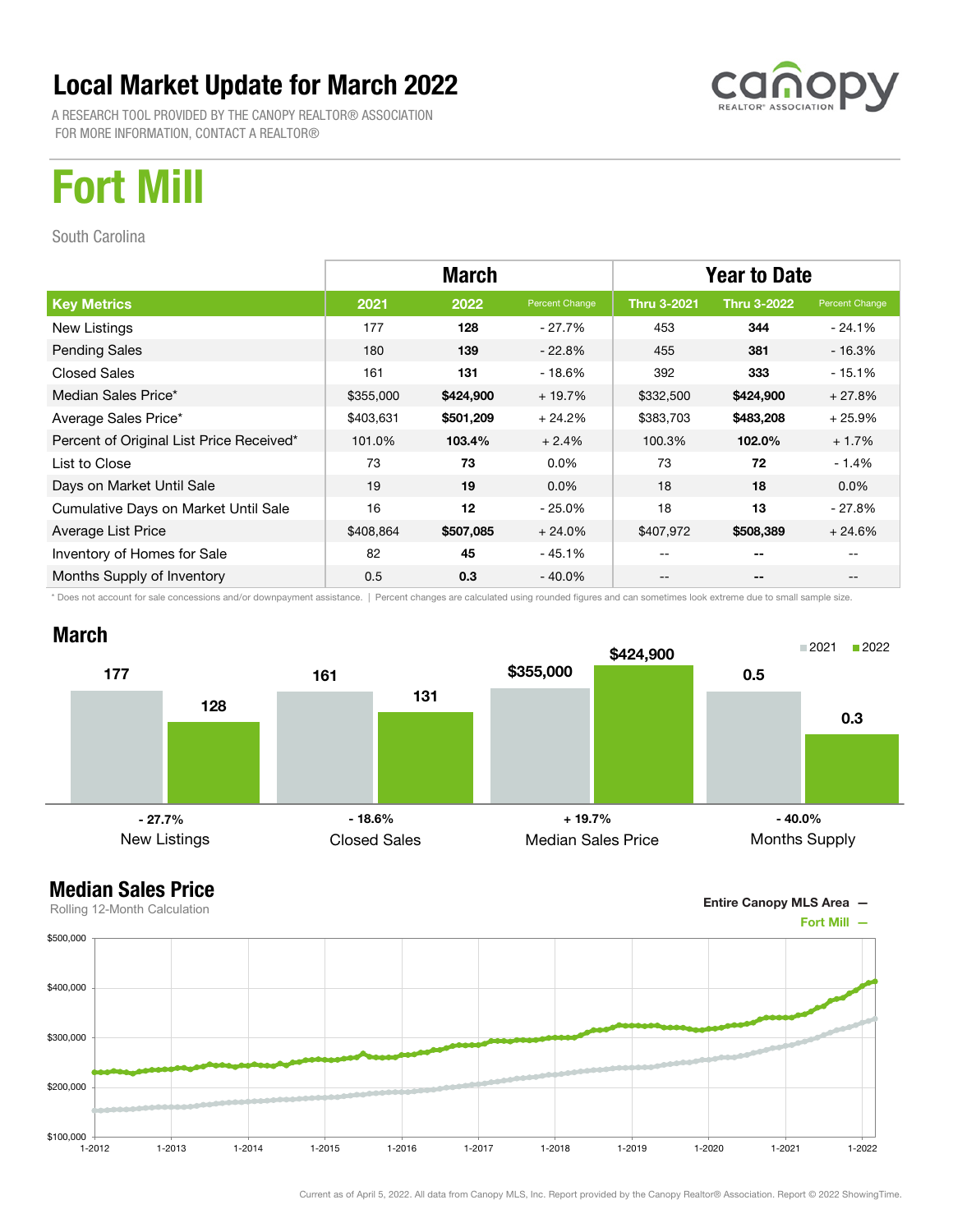# Local Market Update for March 2022

A RESEARCH TOOL PROVIDED BY THE CANOPY REALTOR® ASSOCIATION
FOR MORE INFORMATION, CONTACT A REALTOR®

# Fort Mill

South Carolina

| | March | | | Year to Date | | |
|---|---|---|---|---|---|---|
| **Key Metrics** | **2021** | **2022** | **Percent Change** | **Thru 3-2021** | **Thru 3-2022** | **Percent Change** |
| New Listings | 177 | **128** | - 27.7% | 453 | **344** | - 24.1% |
| Pending Sales | 180 | **139** | - 22.8% | 455 | **381** | - 16.3% |
| Closed Sales | 161 | **131** | - 18.6% | 392 | **333** | - 15.1% |
| Median Sales Price* | $355,000 | **$424,900** | + 19.7% | $332,500 | **$424,900** | + 27.8% |
| Average Sales Price* | $403,631 | **$501,209** | + 24.2% | $383,703 | **$483,208** | + 25.9% |
| Percent of Original List Price Received* | 101.0% | **103.4%** | + 2.4% | 100.3% | **102.0%** | + 1.7% |
| List to Close | 73 | **73** | 0.0% | 73 | **72** | - 1.4% |
| Days on Market Until Sale | 19 | **19** | 0.0% | 18 | **18** | 0.0% |
| Cumulative Days on Market Until Sale | 16 | **12** | - 25.0% | 18 | **13** | - 27.8% |
| Average List Price | $408,864 | **$507,085** | + 24.0% | $407,972 | **$508,389** | + 24.6% |
| Inventory of Homes for Sale | 82 | **45** | - 45.1% | -- | **--** | -- |
| Months Supply of Inventory | 0.5 | **0.3** | - 40.0% | -- | **--** | -- |

\* Does not account for sale concessions and/or downpayment assistance. | Percent changes are calculated using rounded figures and can sometimes look extreme due to small sample size.

## March

| | 2021 | 2022 | Change |
|---|---|---|---|
| New Listings | 177 | 128 | - 27.7% |
| Closed Sales | 161 | 131 | - 18.6% |
| Median Sales Price | $355,000 | $424,900 | + 19.7% |
| Months Supply | 0.5 | 0.3 | - 40.0% |

## Median Sales Price

Rolling 12-Month Calculation

Entire Canopy MLS Area —
Fort Mill —

Current as of April 5, 2022. All data from Canopy MLS, Inc. Report provided by the Canopy Realtor® Association. Report © 2022 ShowingTime.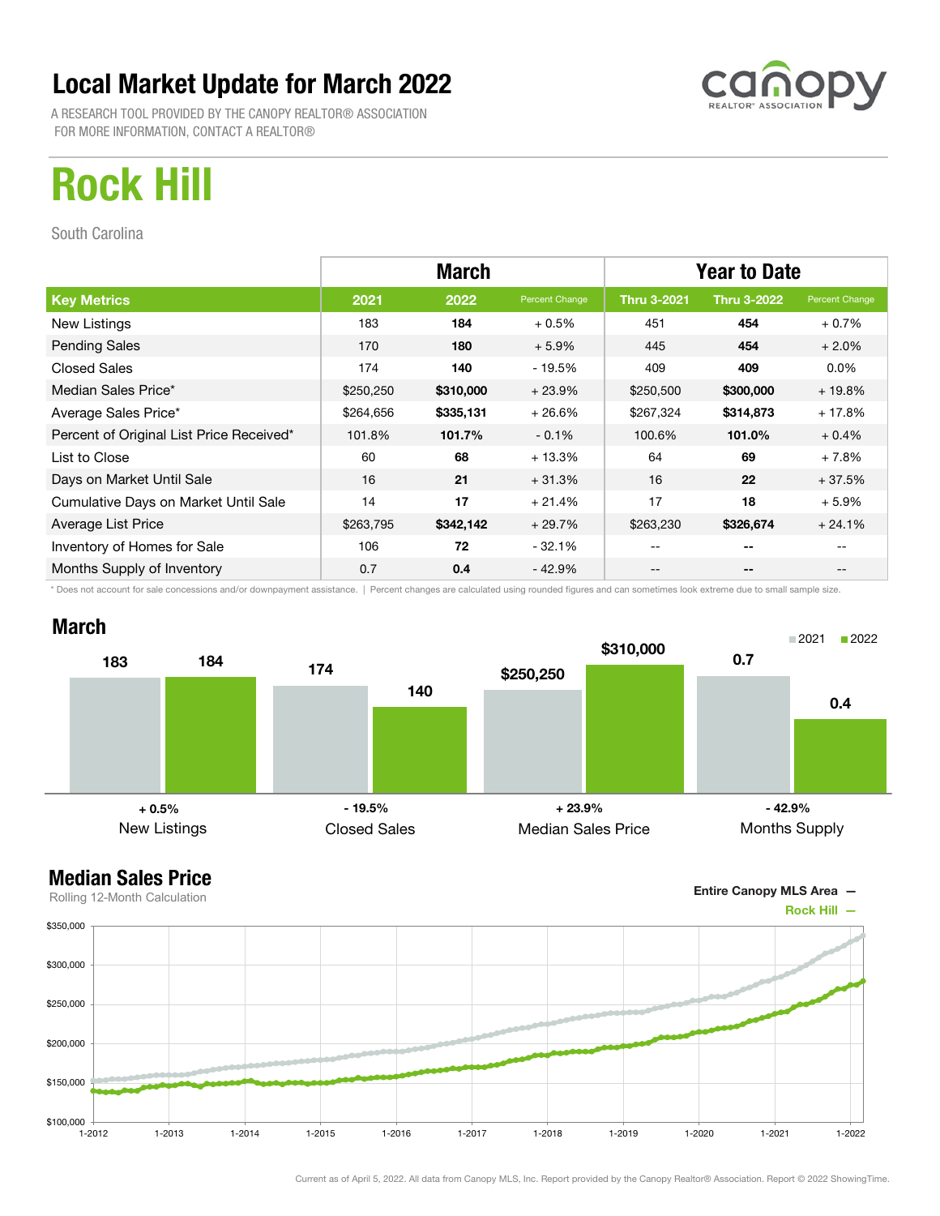# Local Market Update for March 2022

A RESEARCH TOOL PROVIDED BY THE CANOPY REALTOR® ASSOCIATION
FOR MORE INFORMATION, CONTACT A REALTOR®

# Rock Hill

South Carolina

| | March | | | Year to Date | | |
|---|---|---|---|---|---|---|
| **Key Metrics** | **2021** | **2022** | **Percent Change** | **Thru 3-2021** | **Thru 3-2022** | **Percent Change** |
| New Listings | 183 | **184** | + 0.5% | 451 | **454** | + 0.7% |
| Pending Sales | 170 | **180** | + 5.9% | 445 | **454** | + 2.0% |
| Closed Sales | 174 | **140** | - 19.5% | 409 | **409** | 0.0% |
| Median Sales Price* | $250,250 | **$310,000** | + 23.9% | $250,500 | **$300,000** | + 19.8% |
| Average Sales Price* | $264,656 | **$335,131** | + 26.6% | $267,324 | **$314,873** | + 17.8% |
| Percent of Original List Price Received* | 101.8% | **101.7%** | - 0.1% | 100.6% | **101.0%** | + 0.4% |
| List to Close | 60 | **68** | + 13.3% | 64 | **69** | + 7.8% |
| Days on Market Until Sale | 16 | **21** | + 31.3% | 16 | **22** | + 37.5% |
| Cumulative Days on Market Until Sale | 14 | **17** | + 21.4% | 17 | **18** | + 5.9% |
| Average List Price | $263,795 | **$342,142** | + 29.7% | $263,230 | **$326,674** | + 24.1% |
| Inventory of Homes for Sale | 106 | **72** | - 32.1% | -- | **--** | -- |
| Months Supply of Inventory | 0.7 | **0.4** | - 42.9% | -- | **--** | -- |

\* Does not account for sale concessions and/or downpayment assistance. | Percent changes are calculated using rounded figures and can sometimes look extreme due to small sample size.

## March

| | 2021 | 2022 | Change |
|---|---|---|---|
| New Listings | 183 | 184 | + 0.5% |
| Closed Sales | 174 | 140 | - 19.5% |
| Median Sales Price | $250,250 | $310,000 | + 23.9% |
| Months Supply | 0.7 | 0.4 | - 42.9% |

## Median Sales Price

Rolling 12-Month Calculation

Entire Canopy MLS Area —
Rock Hill —

Current as of April 5, 2022. All data from Canopy MLS, Inc. Report provided by the Canopy Realtor® Association. Report © 2022 ShowingTime.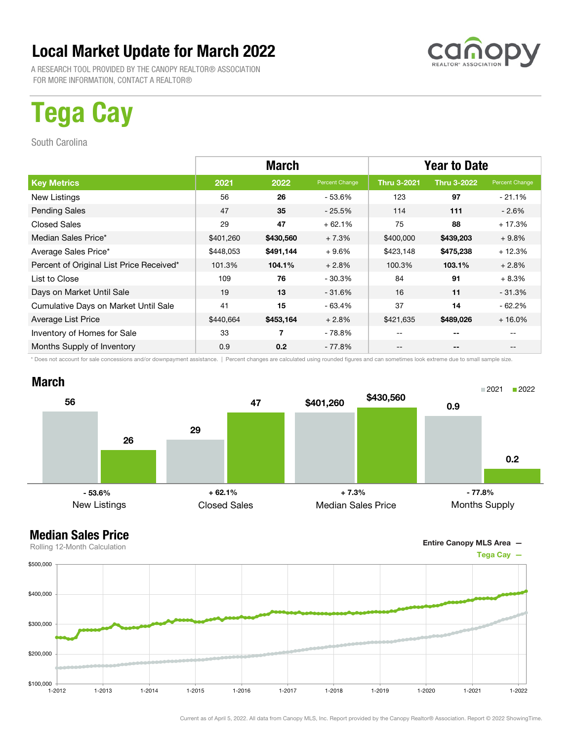# Local Market Update for March 2022

A RESEARCH TOOL PROVIDED BY THE CANOPY REALTOR® ASSOCIATION
FOR MORE INFORMATION, CONTACT A REALTOR®

# Tega Cay

South Carolina

| | March | | | Year to Date | | |
|---|---|---|---|---|---|---|
| **Key Metrics** | **2021** | **2022** | **Percent Change** | **Thru 3-2021** | **Thru 3-2022** | **Percent Change** |
| New Listings | 56 | **26** | - 53.6% | 123 | **97** | - 21.1% |
| Pending Sales | 47 | **35** | - 25.5% | 114 | **111** | - 2.6% |
| Closed Sales | 29 | **47** | + 62.1% | 75 | **88** | + 17.3% |
| Median Sales Price* | $401,260 | **$430,560** | + 7.3% | $400,000 | **$439,203** | + 9.8% |
| Average Sales Price* | $448,053 | **$491,144** | + 9.6% | $423,148 | **$475,238** | + 12.3% |
| Percent of Original List Price Received* | 101.3% | **104.1%** | + 2.8% | 100.3% | **103.1%** | + 2.8% |
| List to Close | 109 | **76** | - 30.3% | 84 | **91** | + 8.3% |
| Days on Market Until Sale | 19 | **13** | - 31.6% | 16 | **11** | - 31.3% |
| Cumulative Days on Market Until Sale | 41 | **15** | - 63.4% | 37 | **14** | - 62.2% |
| Average List Price | $440,664 | **$453,164** | + 2.8% | $421,635 | **$489,026** | + 16.0% |
| Inventory of Homes for Sale | 33 | **7** | - 78.8% | -- | **--** | -- |
| Months Supply of Inventory | 0.9 | **0.2** | - 77.8% | -- | **--** | -- |

\* Does not account for sale concessions and/or downpayment assistance. | Percent changes are calculated using rounded figures and can sometimes look extreme due to small sample size.

## March

| | 2021 | 2022 | Change |
|---|---|---|---|
| New Listings | 56 | 26 | - 53.6% |
| Closed Sales | 29 | 47 | + 62.1% |
| Median Sales Price | $401,260 | $430,560 | + 7.3% |
| Months Supply | 0.9 | 0.2 | - 77.8% |

## Median Sales Price

Rolling 12-Month Calculation

Entire Canopy MLS Area —
Tega Cay —

Current as of April 5, 2022. All data from Canopy MLS, Inc. Report provided by the Canopy Realtor® Association. Report © 2022 ShowingTime.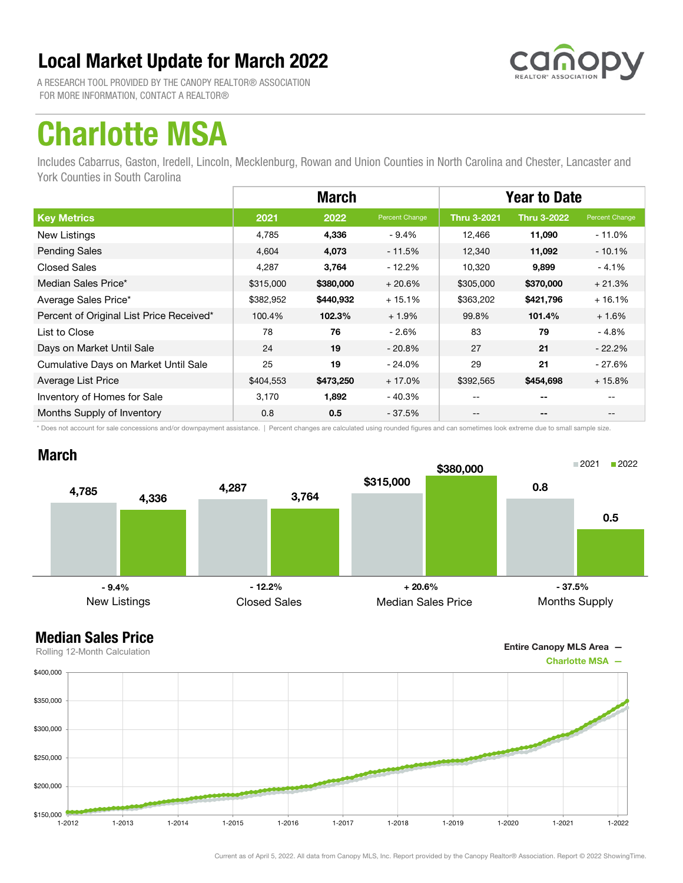# Local Market Update for March 2022

A RESEARCH TOOL PROVIDED BY THE CANOPY REALTOR® ASSOCIATION
FOR MORE INFORMATION, CONTACT A REALTOR®

canopy REALTOR® ASSOCIATION

# Charlotte MSA

Includes Cabarrus, Gaston, Iredell, Lincoln, Mecklenburg, Rowan and Union Counties in North Carolina and Chester, Lancaster and York Counties in South Carolina

| | March | | | Year to Date | | |
|---|---|---|---|---|---|---|
| **Key Metrics** | **2021** | **2022** | **Percent Change** | **Thru 3-2021** | **Thru 3-2022** | **Percent Change** |
| New Listings | 4,785 | **4,336** | - 9.4% | 12,466 | **11,090** | - 11.0% |
| Pending Sales | 4,604 | **4,073** | - 11.5% | 12,340 | **11,092** | - 10.1% |
| Closed Sales | 4,287 | **3,764** | - 12.2% | 10,320 | **9,899** | - 4.1% |
| Median Sales Price* | $315,000 | **$380,000** | + 20.6% | $305,000 | **$370,000** | + 21.3% |
| Average Sales Price* | $382,952 | **$440,932** | + 15.1% | $363,202 | **$421,796** | + 16.1% |
| Percent of Original List Price Received* | 100.4% | **102.3%** | + 1.9% | 99.8% | **101.4%** | + 1.6% |
| List to Close | 78 | **76** | - 2.6% | 83 | **79** | - 4.8% |
| Days on Market Until Sale | 24 | **19** | - 20.8% | 27 | **21** | - 22.2% |
| Cumulative Days on Market Until Sale | 25 | **19** | - 24.0% | 29 | **21** | - 27.6% |
| Average List Price | $404,553 | **$473,250** | + 17.0% | $392,565 | **$454,698** | + 15.8% |
| Inventory of Homes for Sale | 3,170 | **1,892** | - 40.3% | -- | **--** | -- |
| Months Supply of Inventory | 0.8 | **0.5** | - 37.5% | -- | **--** | -- |

\* Does not account for sale concessions and/or downpayment assistance. | Percent changes are calculated using rounded figures and can sometimes look extreme due to small sample size.

## March

2021 2022

4,785 4,336
- 9.4%
New Listings

4,287 3,764
- 12.2%
Closed Sales

$315,000 $380,000
+ 20.6%
Median Sales Price

0.8 0.5
- 37.5%
Months Supply

## Median Sales Price

Rolling 12-Month Calculation

Entire Canopy MLS Area —
Charlotte MSA —

$400,000
$350,000
$300,000
$250,000
$200,000
$150,000

1-2012 1-2013 1-2014 1-2015 1-2016 1-2017 1-2018 1-2019 1-2020 1-2021 1-2022

Current as of April 5, 2022. All data from Canopy MLS, Inc. Report provided by the Canopy Realtor® Association. Report © 2022 ShowingTime.